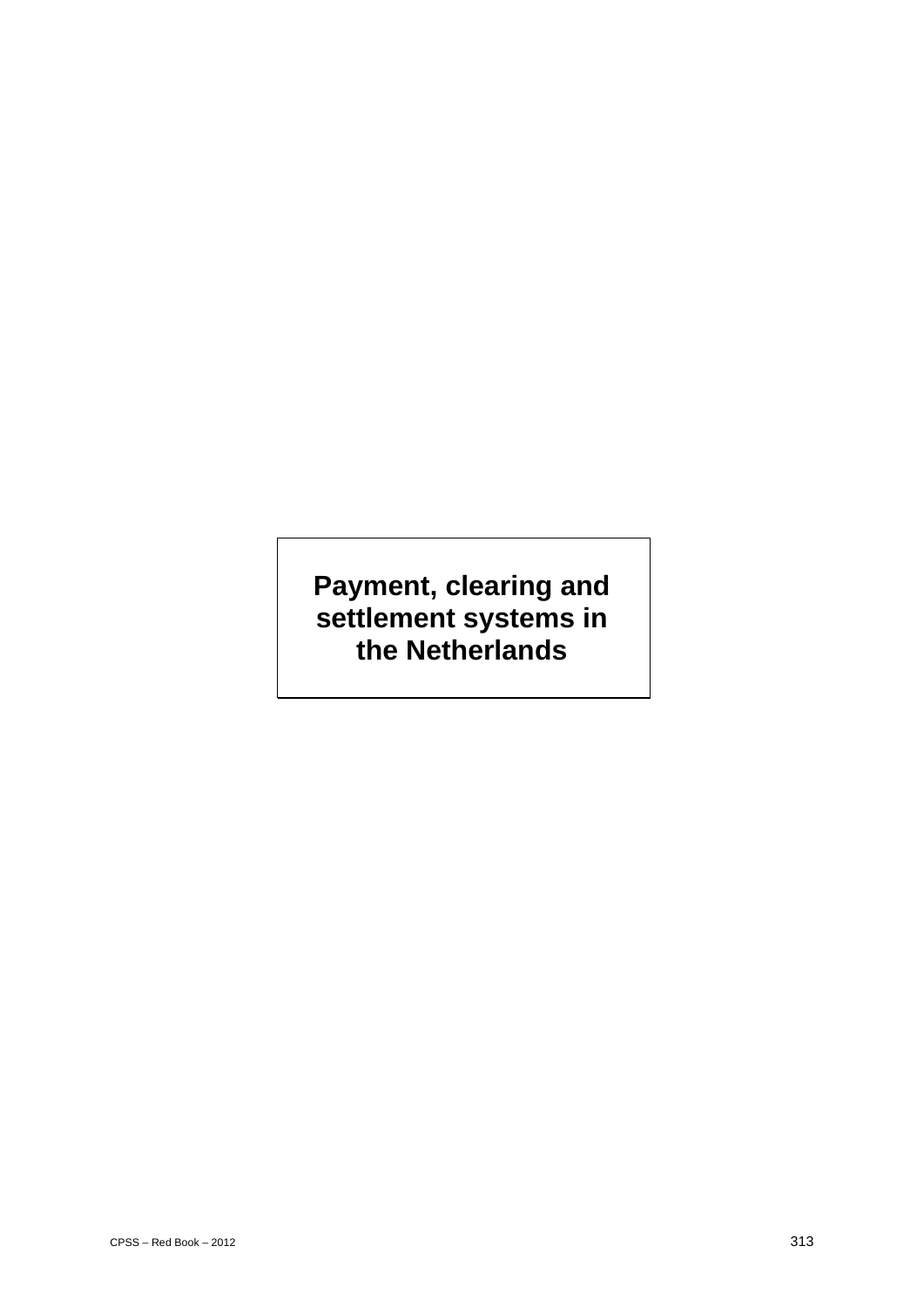# Payment, clearing and settlement systems in the Netherlands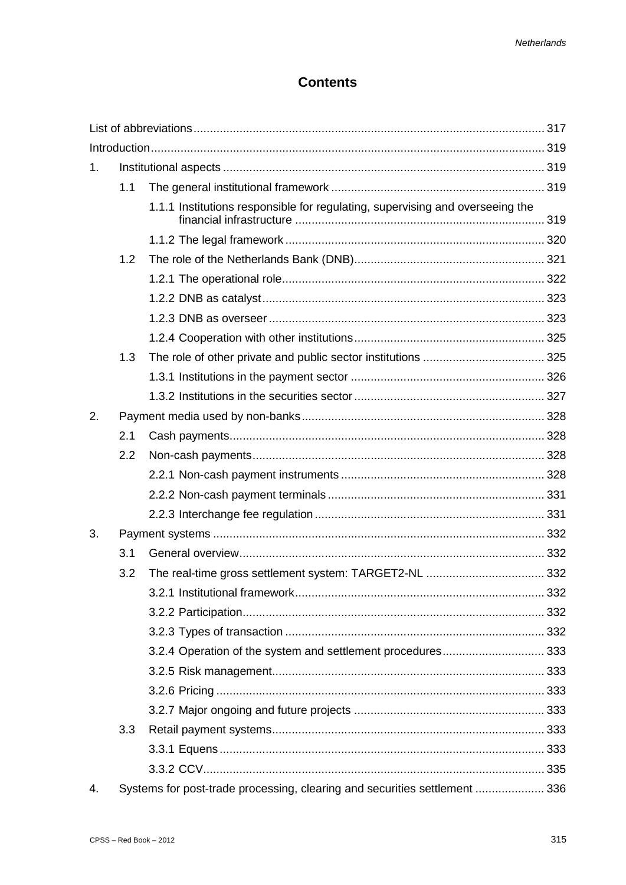# Contents

List of abbreviations ... 317

Introduction ... 319

1. Institutional aspects ... 319
   - 1.1 The general institutional framework ... 319
     - 1.1.1 Institutions responsible for regulating, supervising and overseeing the financial infrastructure ... 319
     - 1.1.2 The legal framework ... 320
   - 1.2 The role of the Netherlands Bank (DNB) ... 321
     - 1.2.1 The operational role ... 322
     - 1.2.2 DNB as catalyst ... 323
     - 1.2.3 DNB as overseer ... 323
     - 1.2.4 Cooperation with other institutions ... 325
   - 1.3 The role of other private and public sector institutions ... 325
     - 1.3.1 Institutions in the payment sector ... 326
     - 1.3.2 Institutions in the securities sector ... 327
2. Payment media used by non-banks ... 328
   - 2.1 Cash payments ... 328
   - 2.2 Non-cash payments ... 328
     - 2.2.1 Non-cash payment instruments ... 328
     - 2.2.2 Non-cash payment terminals ... 331
     - 2.2.3 Interchange fee regulation ... 331
3. Payment systems ... 332
   - 3.1 General overview ... 332
   - 3.2 The real-time gross settlement system: TARGET2-NL ... 332
     - 3.2.1 Institutional framework ... 332
     - 3.2.2 Participation ... 332
     - 3.2.3 Types of transaction ... 332
     - 3.2.4 Operation of the system and settlement procedures ... 333
     - 3.2.5 Risk management ... 333
     - 3.2.6 Pricing ... 333
     - 3.2.7 Major ongoing and future projects ... 333
   - 3.3 Retail payment systems ... 333
     - 3.3.1 Equens ... 333
     - 3.3.2 CCV ... 335
4. Systems for post-trade processing, clearing and securities settlement ... 336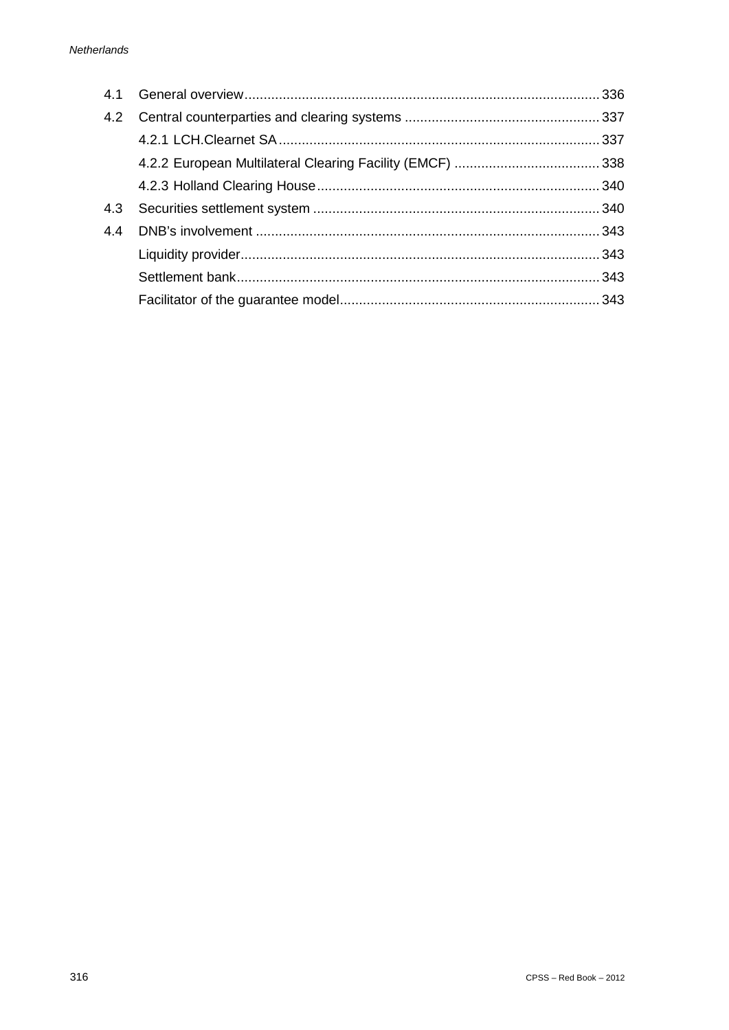| | | |
|---|---|---|
| 4.1 | General overview | 336 |
| 4.2 | Central counterparties and clearing systems | 337 |
| | 4.2.1 LCH.Clearnet SA | 337 |
| | 4.2.2 European Multilateral Clearing Facility (EMCF) | 338 |
| | 4.2.3 Holland Clearing House | 340 |
| 4.3 | Securities settlement system | 340 |
| 4.4 | DNB's involvement | 343 |
| | Liquidity provider | 343 |
| | Settlement bank | 343 |
| | Facilitator of the guarantee model | 343 |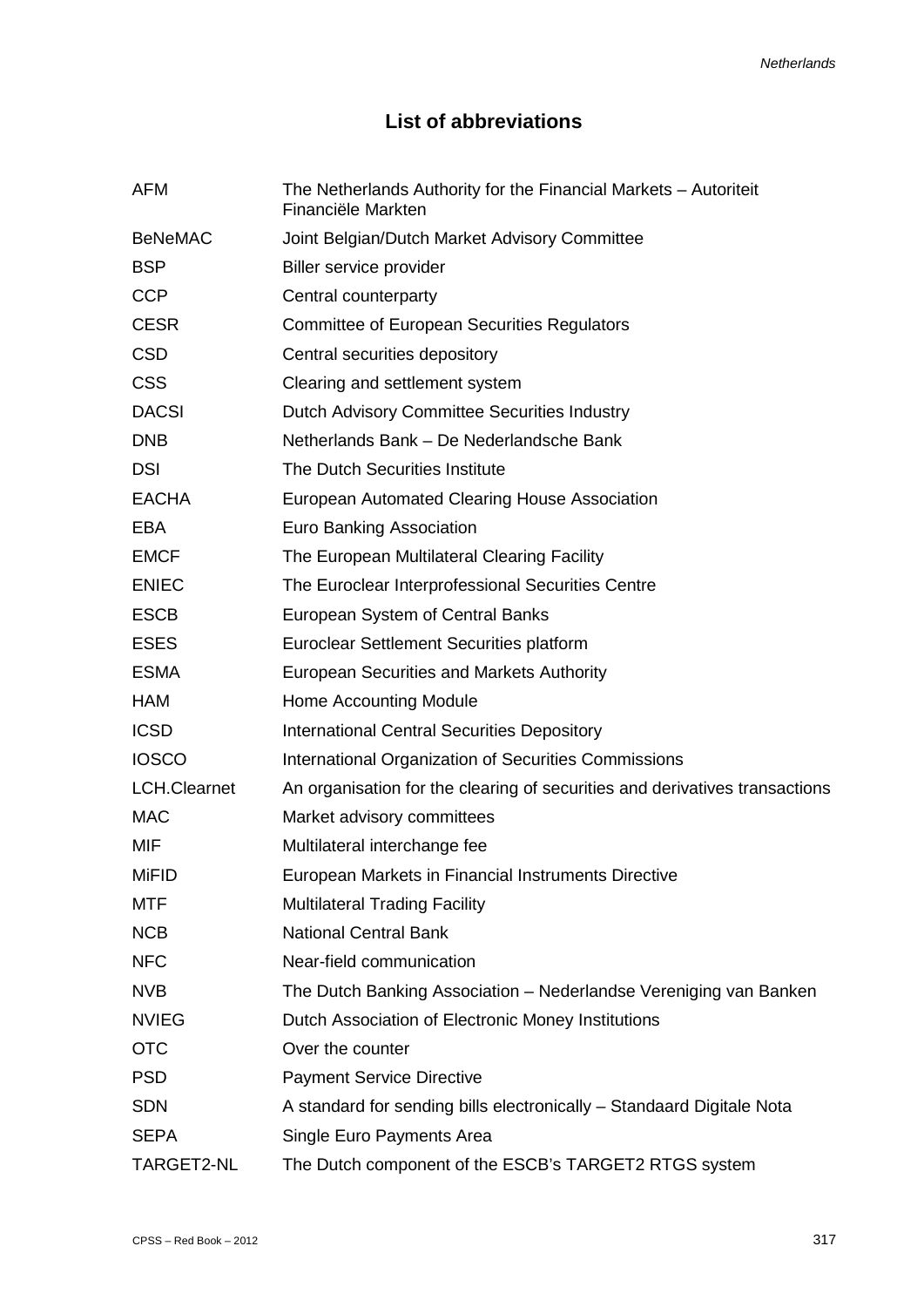## List of abbreviations

| | |
|---|---|
| AFM | The Netherlands Authority for the Financial Markets – Autoriteit Financiële Markten |
| BeNeMAC | Joint Belgian/Dutch Market Advisory Committee |
| BSP | Biller service provider |
| CCP | Central counterparty |
| CESR | Committee of European Securities Regulators |
| CSD | Central securities depository |
| CSS | Clearing and settlement system |
| DACSI | Dutch Advisory Committee Securities Industry |
| DNB | Netherlands Bank – De Nederlandsche Bank |
| DSI | The Dutch Securities Institute |
| EACHA | European Automated Clearing House Association |
| EBA | Euro Banking Association |
| EMCF | The European Multilateral Clearing Facility |
| ENIEC | The Euroclear Interprofessional Securities Centre |
| ESCB | European System of Central Banks |
| ESES | Euroclear Settlement Securities platform |
| ESMA | European Securities and Markets Authority |
| HAM | Home Accounting Module |
| ICSD | International Central Securities Depository |
| IOSCO | International Organization of Securities Commissions |
| LCH.Clearnet | An organisation for the clearing of securities and derivatives transactions |
| MAC | Market advisory committees |
| MIF | Multilateral interchange fee |
| MiFID | European Markets in Financial Instruments Directive |
| MTF | Multilateral Trading Facility |
| NCB | National Central Bank |
| NFC | Near-field communication |
| NVB | The Dutch Banking Association – Nederlandse Vereniging van Banken |
| NVIEG | Dutch Association of Electronic Money Institutions |
| OTC | Over the counter |
| PSD | Payment Service Directive |
| SDN | A standard for sending bills electronically – Standaard Digitale Nota |
| SEPA | Single Euro Payments Area |
| TARGET2-NL | The Dutch component of the ESCB's TARGET2 RTGS system |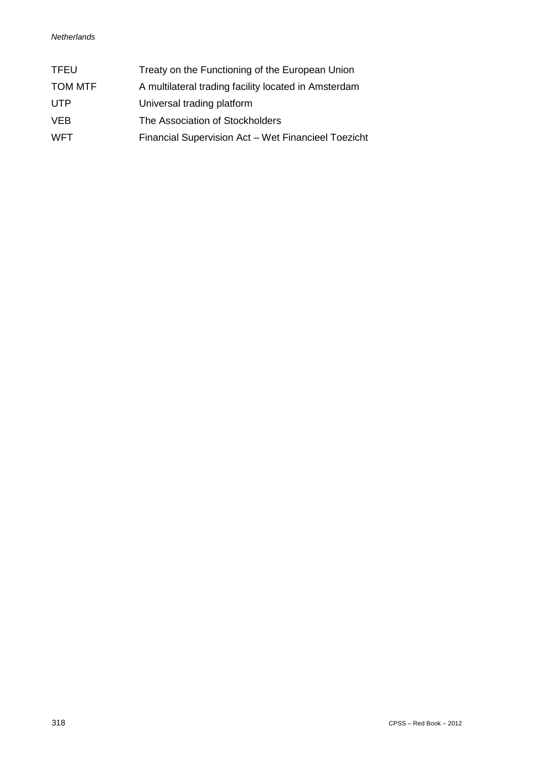| | |
|---|---|
| TFEU | Treaty on the Functioning of the European Union |
| TOM MTF | A multilateral trading facility located in Amsterdam |
| UTP | Universal trading platform |
| VEB | The Association of Stockholders |
| WFT | Financial Supervision Act – Wet Financieel Toezicht |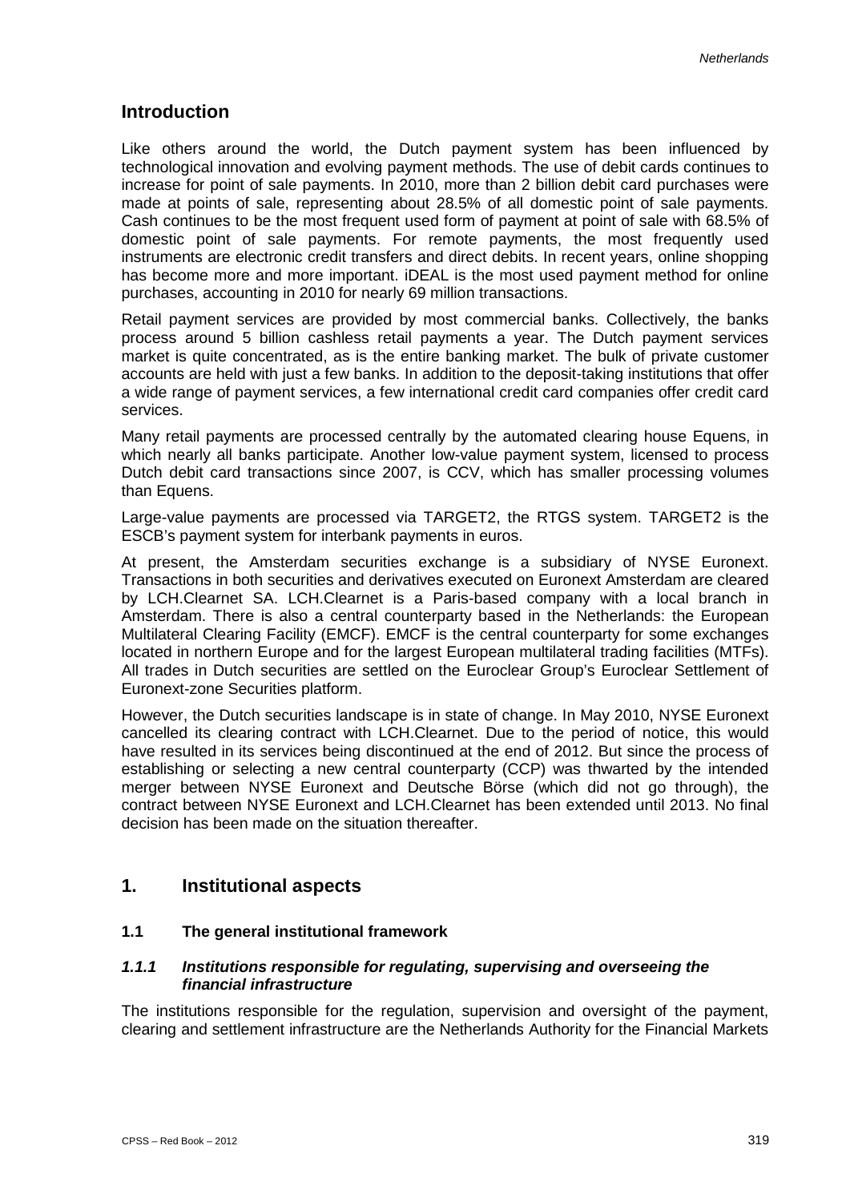## Introduction

Like others around the world, the Dutch payment system has been influenced by technological innovation and evolving payment methods. The use of debit cards continues to increase for point of sale payments. In 2010, more than 2 billion debit card purchases were made at points of sale, representing about 28.5% of all domestic point of sale payments. Cash continues to be the most frequent used form of payment at point of sale with 68.5% of domestic point of sale payments. For remote payments, the most frequently used instruments are electronic credit transfers and direct debits. In recent years, online shopping has become more and more important. iDEAL is the most used payment method for online purchases, accounting in 2010 for nearly 69 million transactions.

Retail payment services are provided by most commercial banks. Collectively, the banks process around 5 billion cashless retail payments a year. The Dutch payment services market is quite concentrated, as is the entire banking market. The bulk of private customer accounts are held with just a few banks. In addition to the deposit-taking institutions that offer a wide range of payment services, a few international credit card companies offer credit card services.

Many retail payments are processed centrally by the automated clearing house Equens, in which nearly all banks participate. Another low-value payment system, licensed to process Dutch debit card transactions since 2007, is CCV, which has smaller processing volumes than Equens.

Large-value payments are processed via TARGET2, the RTGS system. TARGET2 is the ESCB's payment system for interbank payments in euros.

At present, the Amsterdam securities exchange is a subsidiary of NYSE Euronext. Transactions in both securities and derivatives executed on Euronext Amsterdam are cleared by LCH.Clearnet SA. LCH.Clearnet is a Paris-based company with a local branch in Amsterdam. There is also a central counterparty based in the Netherlands: the European Multilateral Clearing Facility (EMCF). EMCF is the central counterparty for some exchanges located in northern Europe and for the largest European multilateral trading facilities (MTFs). All trades in Dutch securities are settled on the Euroclear Group's Euroclear Settlement of Euronext-zone Securities platform.

However, the Dutch securities landscape is in state of change. In May 2010, NYSE Euronext cancelled its clearing contract with LCH.Clearnet. Due to the period of notice, this would have resulted in its services being discontinued at the end of 2012. But since the process of establishing or selecting a new central counterparty (CCP) was thwarted by the intended merger between NYSE Euronext and Deutsche Börse (which did not go through), the contract between NYSE Euronext and LCH.Clearnet has been extended until 2013. No final decision has been made on the situation thereafter.

## 1. Institutional aspects

### 1.1 The general institutional framework

#### *1.1.1 Institutions responsible for regulating, supervising and overseeing the financial infrastructure*

The institutions responsible for the regulation, supervision and oversight of the payment, clearing and settlement infrastructure are the Netherlands Authority for the Financial Markets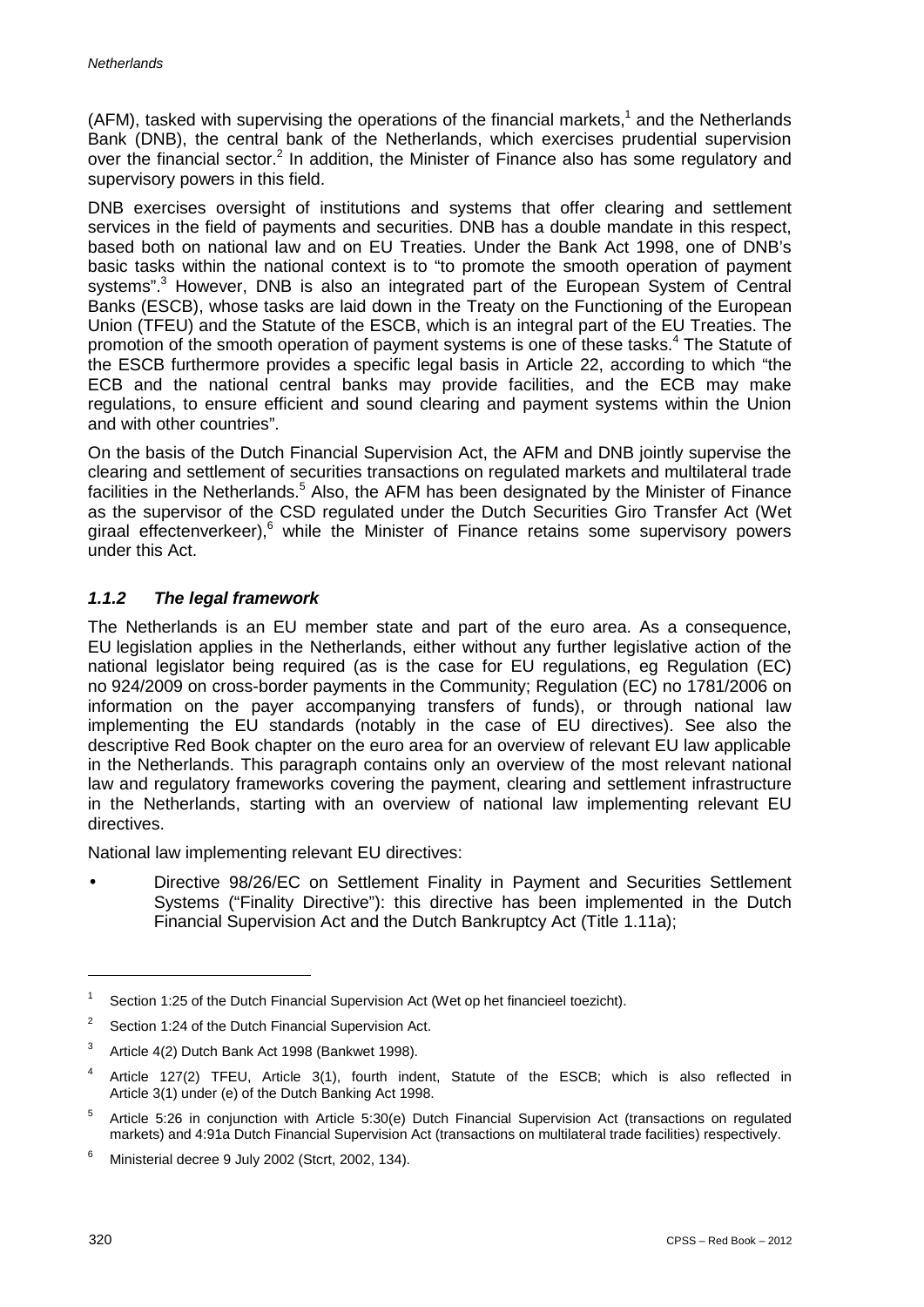(AFM), tasked with supervising the operations of the financial markets,[1] and the Netherlands Bank (DNB), the central bank of the Netherlands, which exercises prudential supervision over the financial sector.[2] In addition, the Minister of Finance also has some regulatory and supervisory powers in this field.

DNB exercises oversight of institutions and systems that offer clearing and settlement services in the field of payments and securities. DNB has a double mandate in this respect, based both on national law and on EU Treaties. Under the Bank Act 1998, one of DNB's basic tasks within the national context is to "to promote the smooth operation of payment systems".[3] However, DNB is also an integrated part of the European System of Central Banks (ESCB), whose tasks are laid down in the Treaty on the Functioning of the European Union (TFEU) and the Statute of the ESCB, which is an integral part of the EU Treaties. The promotion of the smooth operation of payment systems is one of these tasks.[4] The Statute of the ESCB furthermore provides a specific legal basis in Article 22, according to which "the ECB and the national central banks may provide facilities, and the ECB may make regulations, to ensure efficient and sound clearing and payment systems within the Union and with other countries".

On the basis of the Dutch Financial Supervision Act, the AFM and DNB jointly supervise the clearing and settlement of securities transactions on regulated markets and multilateral trade facilities in the Netherlands.[5] Also, the AFM has been designated by the Minister of Finance as the supervisor of the CSD regulated under the Dutch Securities Giro Transfer Act (Wet giraal effectenverkeer),[6] while the Minister of Finance retains some supervisory powers under this Act.

### *1.1.2 The legal framework*

The Netherlands is an EU member state and part of the euro area. As a consequence, EU legislation applies in the Netherlands, either without any further legislative action of the national legislator being required (as is the case for EU regulations, eg Regulation (EC) no 924/2009 on cross-border payments in the Community; Regulation (EC) no 1781/2006 on information on the payer accompanying transfers of funds), or through national law implementing the EU standards (notably in the case of EU directives). See also the descriptive Red Book chapter on the euro area for an overview of relevant EU law applicable in the Netherlands. This paragraph contains only an overview of the most relevant national law and regulatory frameworks covering the payment, clearing and settlement infrastructure in the Netherlands, starting with an overview of national law implementing relevant EU directives.

National law implementing relevant EU directives:

- Directive 98/26/EC on Settlement Finality in Payment and Securities Settlement Systems ("Finality Directive"): this directive has been implemented in the Dutch Financial Supervision Act and the Dutch Bankruptcy Act (Title 1.11a);

---

[1] Section 1:25 of the Dutch Financial Supervision Act (Wet op het financieel toezicht).

[2] Section 1:24 of the Dutch Financial Supervision Act.

[3] Article 4(2) Dutch Bank Act 1998 (Bankwet 1998).

[4] Article 127(2) TFEU, Article 3(1), fourth indent, Statute of the ESCB; which is also reflected in Article 3(1) under (e) of the Dutch Banking Act 1998.

[5] Article 5:26 in conjunction with Article 5:30(e) Dutch Financial Supervision Act (transactions on regulated markets) and 4:91a Dutch Financial Supervision Act (transactions on multilateral trade facilities) respectively.

[6] Ministerial decree 9 July 2002 (Stcrt, 2002, 134).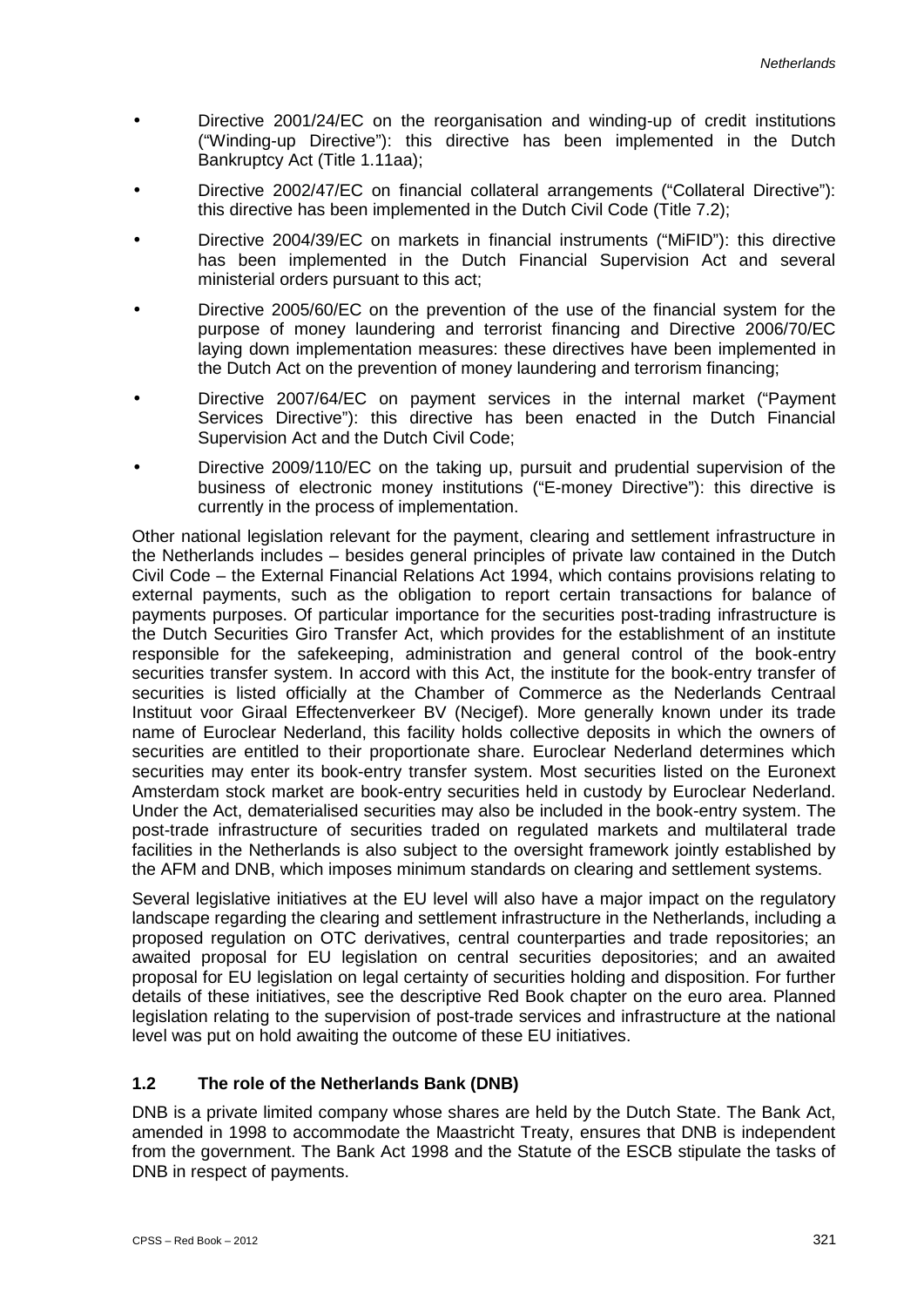- Directive 2001/24/EC on the reorganisation and winding-up of credit institutions ("Winding-up Directive"): this directive has been implemented in the Dutch Bankruptcy Act (Title 1.11aa);
- Directive 2002/47/EC on financial collateral arrangements ("Collateral Directive"): this directive has been implemented in the Dutch Civil Code (Title 7.2);
- Directive 2004/39/EC on markets in financial instruments ("MiFID"): this directive has been implemented in the Dutch Financial Supervision Act and several ministerial orders pursuant to this act;
- Directive 2005/60/EC on the prevention of the use of the financial system for the purpose of money laundering and terrorist financing and Directive 2006/70/EC laying down implementation measures: these directives have been implemented in the Dutch Act on the prevention of money laundering and terrorism financing;
- Directive 2007/64/EC on payment services in the internal market ("Payment Services Directive"): this directive has been enacted in the Dutch Financial Supervision Act and the Dutch Civil Code;
- Directive 2009/110/EC on the taking up, pursuit and prudential supervision of the business of electronic money institutions ("E-money Directive"): this directive is currently in the process of implementation.

Other national legislation relevant for the payment, clearing and settlement infrastructure in the Netherlands includes – besides general principles of private law contained in the Dutch Civil Code – the External Financial Relations Act 1994, which contains provisions relating to external payments, such as the obligation to report certain transactions for balance of payments purposes. Of particular importance for the securities post-trading infrastructure is the Dutch Securities Giro Transfer Act, which provides for the establishment of an institute responsible for the safekeeping, administration and general control of the book-entry securities transfer system. In accord with this Act, the institute for the book-entry transfer of securities is listed officially at the Chamber of Commerce as the Nederlands Centraal Instituut voor Giraal Effectenverkeer BV (Necigef). More generally known under its trade name of Euroclear Nederland, this facility holds collective deposits in which the owners of securities are entitled to their proportionate share. Euroclear Nederland determines which securities may enter its book-entry transfer system. Most securities listed on the Euronext Amsterdam stock market are book-entry securities held in custody by Euroclear Nederland. Under the Act, dematerialised securities may also be included in the book-entry system. The post-trade infrastructure of securities traded on regulated markets and multilateral trade facilities in the Netherlands is also subject to the oversight framework jointly established by the AFM and DNB, which imposes minimum standards on clearing and settlement systems.

Several legislative initiatives at the EU level will also have a major impact on the regulatory landscape regarding the clearing and settlement infrastructure in the Netherlands, including a proposed regulation on OTC derivatives, central counterparties and trade repositories; an awaited proposal for EU legislation on central securities depositories; and an awaited proposal for EU legislation on legal certainty of securities holding and disposition. For further details of these initiatives, see the descriptive Red Book chapter on the euro area. Planned legislation relating to the supervision of post-trade services and infrastructure at the national level was put on hold awaiting the outcome of these EU initiatives.

### 1.2 The role of the Netherlands Bank (DNB)

DNB is a private limited company whose shares are held by the Dutch State. The Bank Act, amended in 1998 to accommodate the Maastricht Treaty, ensures that DNB is independent from the government. The Bank Act 1998 and the Statute of the ESCB stipulate the tasks of DNB in respect of payments.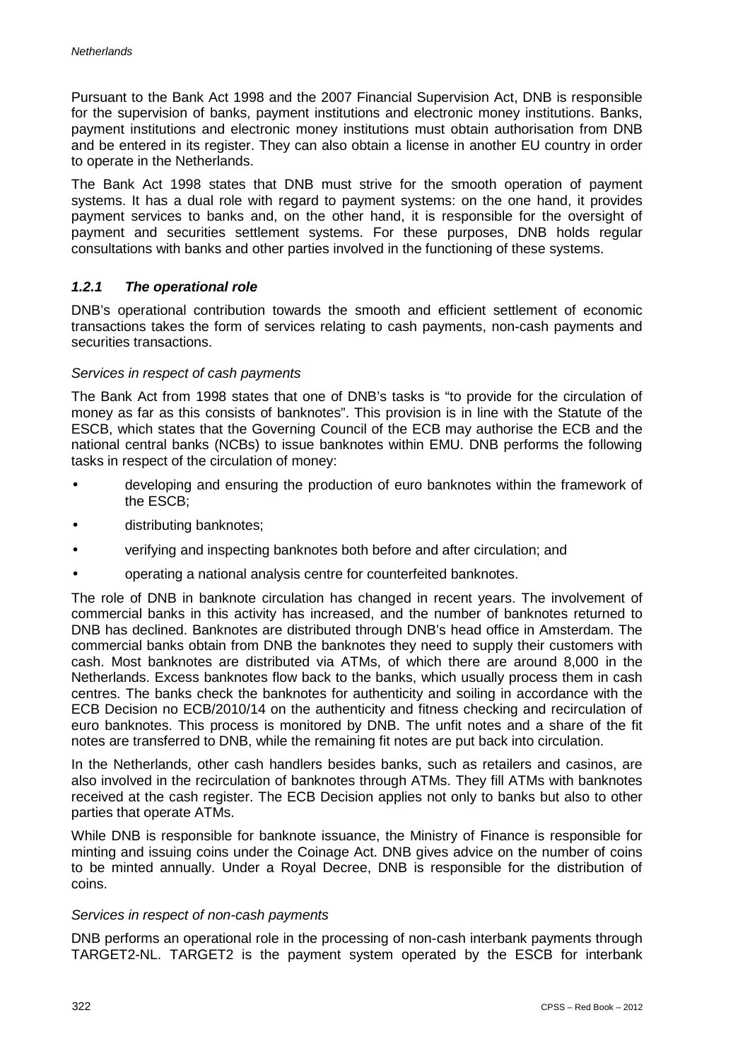Pursuant to the Bank Act 1998 and the 2007 Financial Supervision Act, DNB is responsible for the supervision of banks, payment institutions and electronic money institutions. Banks, payment institutions and electronic money institutions must obtain authorisation from DNB and be entered in its register. They can also obtain a license in another EU country in order to operate in the Netherlands.

The Bank Act 1998 states that DNB must strive for the smooth operation of payment systems. It has a dual role with regard to payment systems: on the one hand, it provides payment services to banks and, on the other hand, it is responsible for the oversight of payment and securities settlement systems. For these purposes, DNB holds regular consultations with banks and other parties involved in the functioning of these systems.

### *1.2.1 The operational role*

DNB's operational contribution towards the smooth and efficient settlement of economic transactions takes the form of services relating to cash payments, non-cash payments and securities transactions.

*Services in respect of cash payments*

The Bank Act from 1998 states that one of DNB's tasks is "to provide for the circulation of money as far as this consists of banknotes". This provision is in line with the Statute of the ESCB, which states that the Governing Council of the ECB may authorise the ECB and the national central banks (NCBs) to issue banknotes within EMU. DNB performs the following tasks in respect of the circulation of money:

- developing and ensuring the production of euro banknotes within the framework of the ESCB;
- distributing banknotes;
- verifying and inspecting banknotes both before and after circulation; and
- operating a national analysis centre for counterfeited banknotes.

The role of DNB in banknote circulation has changed in recent years. The involvement of commercial banks in this activity has increased, and the number of banknotes returned to DNB has declined. Banknotes are distributed through DNB's head office in Amsterdam. The commercial banks obtain from DNB the banknotes they need to supply their customers with cash. Most banknotes are distributed via ATMs, of which there are around 8,000 in the Netherlands. Excess banknotes flow back to the banks, which usually process them in cash centres. The banks check the banknotes for authenticity and soiling in accordance with the ECB Decision no ECB/2010/14 on the authenticity and fitness checking and recirculation of euro banknotes. This process is monitored by DNB. The unfit notes and a share of the fit notes are transferred to DNB, while the remaining fit notes are put back into circulation.

In the Netherlands, other cash handlers besides banks, such as retailers and casinos, are also involved in the recirculation of banknotes through ATMs. They fill ATMs with banknotes received at the cash register. The ECB Decision applies not only to banks but also to other parties that operate ATMs.

While DNB is responsible for banknote issuance, the Ministry of Finance is responsible for minting and issuing coins under the Coinage Act. DNB gives advice on the number of coins to be minted annually. Under a Royal Decree, DNB is responsible for the distribution of coins.

*Services in respect of non-cash payments*

DNB performs an operational role in the processing of non-cash interbank payments through TARGET2-NL. TARGET2 is the payment system operated by the ESCB for interbank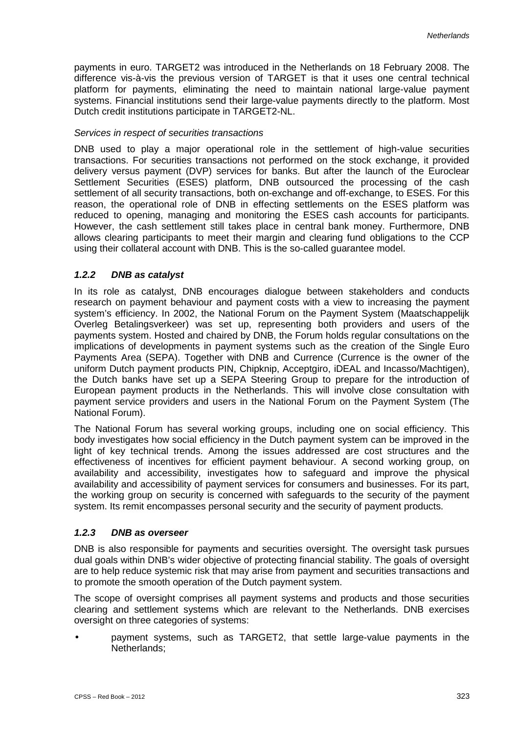payments in euro. TARGET2 was introduced in the Netherlands on 18 February 2008. The difference vis-à-vis the previous version of TARGET is that it uses one central technical platform for payments, eliminating the need to maintain national large-value payment systems. Financial institutions send their large-value payments directly to the platform. Most Dutch credit institutions participate in TARGET2-NL.

*Services in respect of securities transactions*

DNB used to play a major operational role in the settlement of high-value securities transactions. For securities transactions not performed on the stock exchange, it provided delivery versus payment (DVP) services for banks. But after the launch of the Euroclear Settlement Securities (ESES) platform, DNB outsourced the processing of the cash settlement of all security transactions, both on-exchange and off-exchange, to ESES. For this reason, the operational role of DNB in effecting settlements on the ESES platform was reduced to opening, managing and monitoring the ESES cash accounts for participants. However, the cash settlement still takes place in central bank money. Furthermore, DNB allows clearing participants to meet their margin and clearing fund obligations to the CCP using their collateral account with DNB. This is the so-called guarantee model.

### *1.2.2 DNB as catalyst*

In its role as catalyst, DNB encourages dialogue between stakeholders and conducts research on payment behaviour and payment costs with a view to increasing the payment system's efficiency. In 2002, the National Forum on the Payment System (Maatschappelijk Overleg Betalingsverkeer) was set up, representing both providers and users of the payments system. Hosted and chaired by DNB, the Forum holds regular consultations on the implications of developments in payment systems such as the creation of the Single Euro Payments Area (SEPA). Together with DNB and Currence (Currence is the owner of the uniform Dutch payment products PIN, Chipknip, Acceptgiro, iDEAL and Incasso/Machtigen), the Dutch banks have set up a SEPA Steering Group to prepare for the introduction of European payment products in the Netherlands. This will involve close consultation with payment service providers and users in the National Forum on the Payment System (The National Forum).

The National Forum has several working groups, including one on social efficiency. This body investigates how social efficiency in the Dutch payment system can be improved in the light of key technical trends. Among the issues addressed are cost structures and the effectiveness of incentives for efficient payment behaviour. A second working group, on availability and accessibility, investigates how to safeguard and improve the physical availability and accessibility of payment services for consumers and businesses. For its part, the working group on security is concerned with safeguards to the security of the payment system. Its remit encompasses personal security and the security of payment products.

### *1.2.3 DNB as overseer*

DNB is also responsible for payments and securities oversight. The oversight task pursues dual goals within DNB's wider objective of protecting financial stability. The goals of oversight are to help reduce systemic risk that may arise from payment and securities transactions and to promote the smooth operation of the Dutch payment system.

The scope of oversight comprises all payment systems and products and those securities clearing and settlement systems which are relevant to the Netherlands. DNB exercises oversight on three categories of systems:

- payment systems, such as TARGET2, that settle large-value payments in the Netherlands;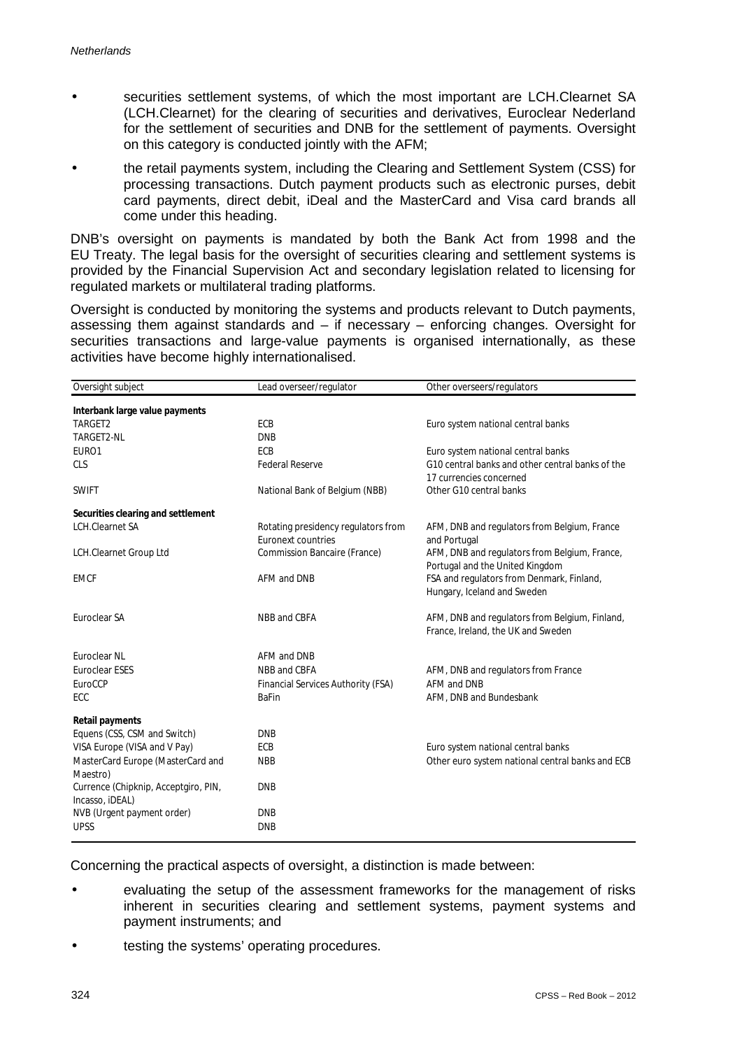- securities settlement systems, of which the most important are LCH.Clearnet SA (LCH.Clearnet) for the clearing of securities and derivatives, Euroclear Nederland for the settlement of securities and DNB for the settlement of payments. Oversight on this category is conducted jointly with the AFM;
- the retail payments system, including the Clearing and Settlement System (CSS) for processing transactions. Dutch payment products such as electronic purses, debit card payments, direct debit, iDeal and the MasterCard and Visa card brands all come under this heading.

DNB's oversight on payments is mandated by both the Bank Act from 1998 and the EU Treaty. The legal basis for the oversight of securities clearing and settlement systems is provided by the Financial Supervision Act and secondary legislation related to licensing for regulated markets or multilateral trading platforms.

Oversight is conducted by monitoring the systems and products relevant to Dutch payments, assessing them against standards and – if necessary – enforcing changes. Oversight for securities transactions and large-value payments is organised internationally, as these activities have become highly internationalised.

| Oversight subject | Lead overseer/regulator | Other overseers/regulators |
|---|---|---|
| **Interbank large value payments** | | |
| TARGET2 | ECB | Euro system national central banks |
| TARGET2-NL | DNB | |
| EURO1 | ECB | Euro system national central banks |
| CLS | Federal Reserve | G10 central banks and other central banks of the 17 currencies concerned |
| SWIFT | National Bank of Belgium (NBB) | Other G10 central banks |
| **Securities clearing and settlement** | | |
| LCH.Clearnet SA | Rotating presidency regulators from Euronext countries | AFM, DNB and regulators from Belgium, France and Portugal |
| LCH.Clearnet Group Ltd | Commission Bancaire (France) | AFM, DNB and regulators from Belgium, France, Portugal and the United Kingdom |
| EMCF | AFM and DNB | FSA and regulators from Denmark, Finland, Hungary, Iceland and Sweden |
| Euroclear SA | NBB and CBFA | AFM, DNB and regulators from Belgium, Finland, France, Ireland, the UK and Sweden |
| Euroclear NL | AFM and DNB | |
| Euroclear ESES | NBB and CBFA | AFM, DNB and regulators from France |
| EuroCCP | Financial Services Authority (FSA) | AFM and DNB |
| ECC | BaFin | AFM, DNB and Bundesbank |
| **Retail payments** | | |
| Equens (CSS, CSM and Switch) | DNB | |
| VISA Europe (VISA and V Pay) | ECB | Euro system national central banks |
| MasterCard Europe (MasterCard and Maestro) | NBB | Other euro system national central banks and ECB |
| Currence (Chipknip, Acceptgiro, PIN, Incasso, iDEAL) | DNB | |
| NVB (Urgent payment order) | DNB | |
| UPSS | DNB | |

Concerning the practical aspects of oversight, a distinction is made between:

- evaluating the setup of the assessment frameworks for the management of risks inherent in securities clearing and settlement systems, payment systems and payment instruments; and
- testing the systems' operating procedures.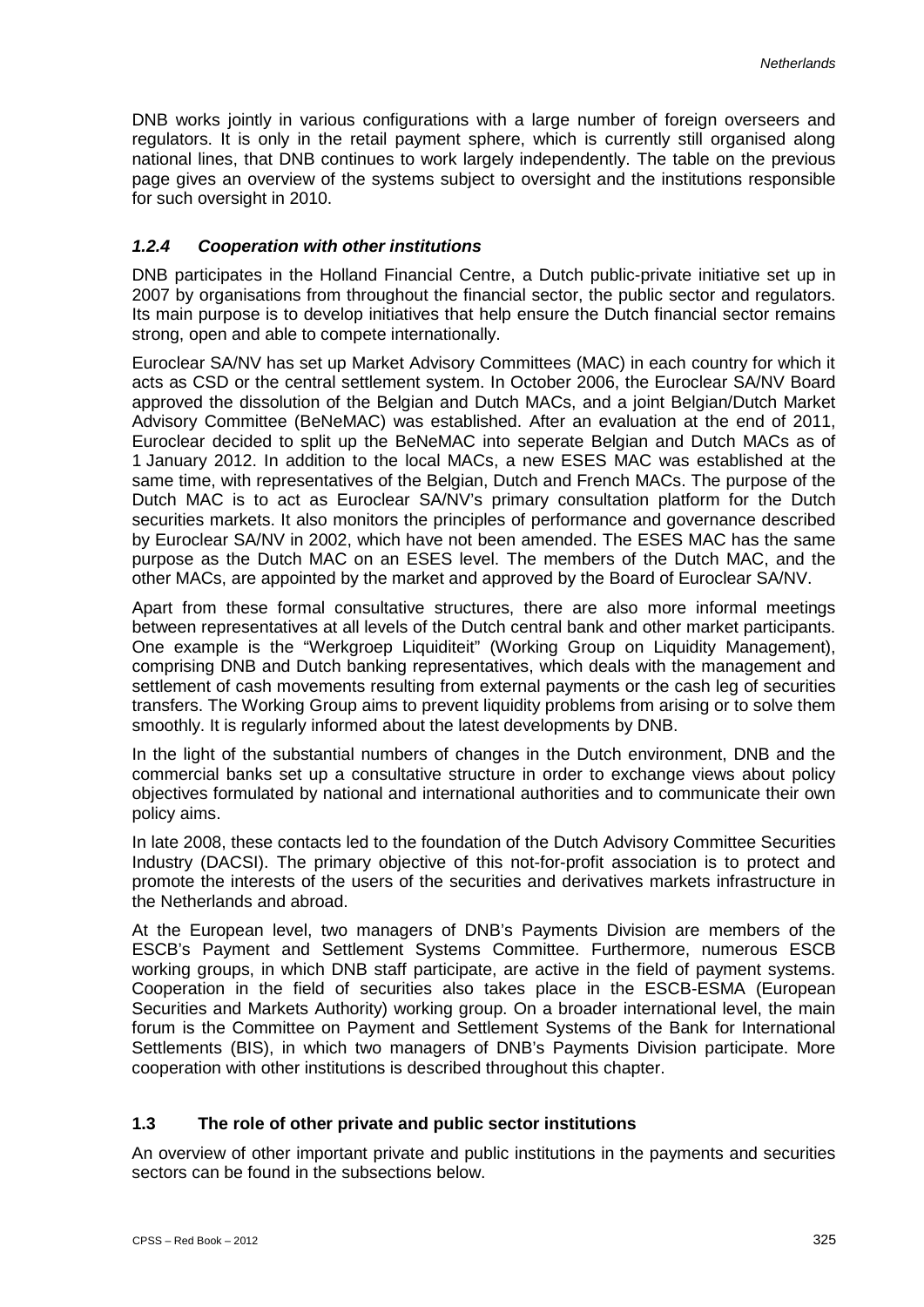DNB works jointly in various configurations with a large number of foreign overseers and regulators. It is only in the retail payment sphere, which is currently still organised along national lines, that DNB continues to work largely independently. The table on the previous page gives an overview of the systems subject to oversight and the institutions responsible for such oversight in 2010.

### *1.2.4 Cooperation with other institutions*

DNB participates in the Holland Financial Centre, a Dutch public-private initiative set up in 2007 by organisations from throughout the financial sector, the public sector and regulators. Its main purpose is to develop initiatives that help ensure the Dutch financial sector remains strong, open and able to compete internationally.

Euroclear SA/NV has set up Market Advisory Committees (MAC) in each country for which it acts as CSD or the central settlement system. In October 2006, the Euroclear SA/NV Board approved the dissolution of the Belgian and Dutch MACs, and a joint Belgian/Dutch Market Advisory Committee (BeNeMAC) was established. After an evaluation at the end of 2011, Euroclear decided to split up the BeNeMAC into seperate Belgian and Dutch MACs as of 1 January 2012. In addition to the local MACs, a new ESES MAC was established at the same time, with representatives of the Belgian, Dutch and French MACs. The purpose of the Dutch MAC is to act as Euroclear SA/NV's primary consultation platform for the Dutch securities markets. It also monitors the principles of performance and governance described by Euroclear SA/NV in 2002, which have not been amended. The ESES MAC has the same purpose as the Dutch MAC on an ESES level. The members of the Dutch MAC, and the other MACs, are appointed by the market and approved by the Board of Euroclear SA/NV.

Apart from these formal consultative structures, there are also more informal meetings between representatives at all levels of the Dutch central bank and other market participants. One example is the "Werkgroep Liquiditeit" (Working Group on Liquidity Management), comprising DNB and Dutch banking representatives, which deals with the management and settlement of cash movements resulting from external payments or the cash leg of securities transfers. The Working Group aims to prevent liquidity problems from arising or to solve them smoothly. It is regularly informed about the latest developments by DNB.

In the light of the substantial numbers of changes in the Dutch environment, DNB and the commercial banks set up a consultative structure in order to exchange views about policy objectives formulated by national and international authorities and to communicate their own policy aims.

In late 2008, these contacts led to the foundation of the Dutch Advisory Committee Securities Industry (DACSI). The primary objective of this not-for-profit association is to protect and promote the interests of the users of the securities and derivatives markets infrastructure in the Netherlands and abroad.

At the European level, two managers of DNB's Payments Division are members of the ESCB's Payment and Settlement Systems Committee. Furthermore, numerous ESCB working groups, in which DNB staff participate, are active in the field of payment systems. Cooperation in the field of securities also takes place in the ESCB-ESMA (European Securities and Markets Authority) working group. On a broader international level, the main forum is the Committee on Payment and Settlement Systems of the Bank for International Settlements (BIS), in which two managers of DNB's Payments Division participate. More cooperation with other institutions is described throughout this chapter.

## 1.3 The role of other private and public sector institutions

An overview of other important private and public institutions in the payments and securities sectors can be found in the subsections below.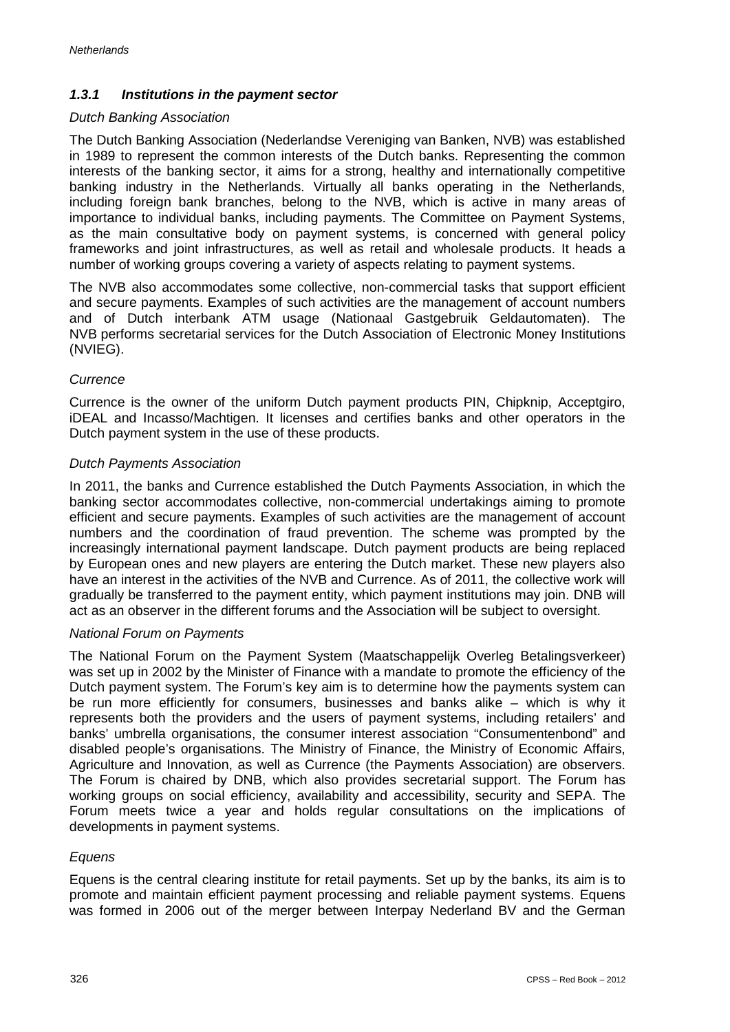### *1.3.1 Institutions in the payment sector*

*Dutch Banking Association*

The Dutch Banking Association (Nederlandse Vereniging van Banken, NVB) was established in 1989 to represent the common interests of the Dutch banks. Representing the common interests of the banking sector, it aims for a strong, healthy and internationally competitive banking industry in the Netherlands. Virtually all banks operating in the Netherlands, including foreign bank branches, belong to the NVB, which is active in many areas of importance to individual banks, including payments. The Committee on Payment Systems, as the main consultative body on payment systems, is concerned with general policy frameworks and joint infrastructures, as well as retail and wholesale products. It heads a number of working groups covering a variety of aspects relating to payment systems.

The NVB also accommodates some collective, non-commercial tasks that support efficient and secure payments. Examples of such activities are the management of account numbers and of Dutch interbank ATM usage (Nationaal Gastgebruik Geldautomaten). The NVB performs secretarial services for the Dutch Association of Electronic Money Institutions (NVIEG).

*Currence*

Currence is the owner of the uniform Dutch payment products PIN, Chipknip, Acceptgiro, iDEAL and Incasso/Machtigen. It licenses and certifies banks and other operators in the Dutch payment system in the use of these products.

*Dutch Payments Association*

In 2011, the banks and Currence established the Dutch Payments Association, in which the banking sector accommodates collective, non-commercial undertakings aiming to promote efficient and secure payments. Examples of such activities are the management of account numbers and the coordination of fraud prevention. The scheme was prompted by the increasingly international payment landscape. Dutch payment products are being replaced by European ones and new players are entering the Dutch market. These new players also have an interest in the activities of the NVB and Currence. As of 2011, the collective work will gradually be transferred to the payment entity, which payment institutions may join. DNB will act as an observer in the different forums and the Association will be subject to oversight.

*National Forum on Payments*

The National Forum on the Payment System (Maatschappelijk Overleg Betalingsverkeer) was set up in 2002 by the Minister of Finance with a mandate to promote the efficiency of the Dutch payment system. The Forum's key aim is to determine how the payments system can be run more efficiently for consumers, businesses and banks alike – which is why it represents both the providers and the users of payment systems, including retailers' and banks' umbrella organisations, the consumer interest association "Consumentenbond" and disabled people's organisations. The Ministry of Finance, the Ministry of Economic Affairs, Agriculture and Innovation, as well as Currence (the Payments Association) are observers. The Forum is chaired by DNB, which also provides secretarial support. The Forum has working groups on social efficiency, availability and accessibility, security and SEPA. The Forum meets twice a year and holds regular consultations on the implications of developments in payment systems.

*Equens*

Equens is the central clearing institute for retail payments. Set up by the banks, its aim is to promote and maintain efficient payment processing and reliable payment systems. Equens was formed in 2006 out of the merger between Interpay Nederland BV and the German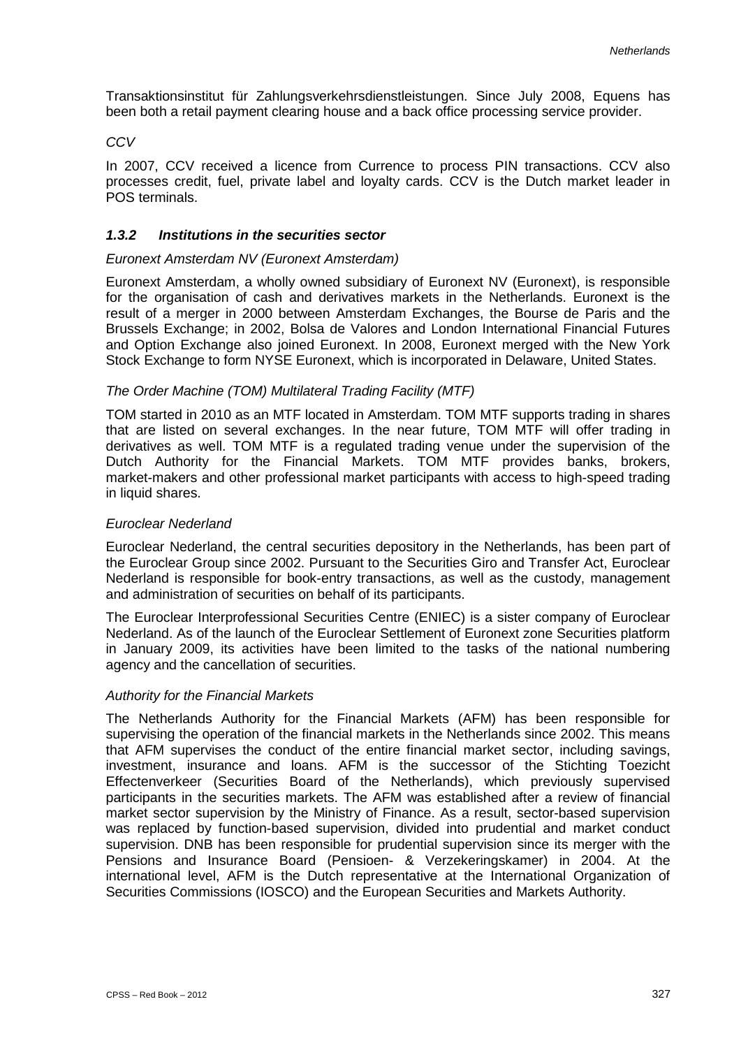Transaktionsinstitut für Zahlungsverkehrsdienstleistungen. Since July 2008, Equens has been both a retail payment clearing house and a back office processing service provider.

*CCV*

In 2007, CCV received a licence from Currence to process PIN transactions. CCV also processes credit, fuel, private label and loyalty cards. CCV is the Dutch market leader in POS terminals.

### *1.3.2 Institutions in the securities sector*

*Euronext Amsterdam NV (Euronext Amsterdam)*

Euronext Amsterdam, a wholly owned subsidiary of Euronext NV (Euronext), is responsible for the organisation of cash and derivatives markets in the Netherlands. Euronext is the result of a merger in 2000 between Amsterdam Exchanges, the Bourse de Paris and the Brussels Exchange; in 2002, Bolsa de Valores and London International Financial Futures and Option Exchange also joined Euronext. In 2008, Euronext merged with the New York Stock Exchange to form NYSE Euronext, which is incorporated in Delaware, United States.

*The Order Machine (TOM) Multilateral Trading Facility (MTF)*

TOM started in 2010 as an MTF located in Amsterdam. TOM MTF supports trading in shares that are listed on several exchanges. In the near future, TOM MTF will offer trading in derivatives as well. TOM MTF is a regulated trading venue under the supervision of the Dutch Authority for the Financial Markets. TOM MTF provides banks, brokers, market-makers and other professional market participants with access to high-speed trading in liquid shares.

*Euroclear Nederland*

Euroclear Nederland, the central securities depository in the Netherlands, has been part of the Euroclear Group since 2002. Pursuant to the Securities Giro and Transfer Act, Euroclear Nederland is responsible for book-entry transactions, as well as the custody, management and administration of securities on behalf of its participants.

The Euroclear Interprofessional Securities Centre (ENIEC) is a sister company of Euroclear Nederland. As of the launch of the Euroclear Settlement of Euronext zone Securities platform in January 2009, its activities have been limited to the tasks of the national numbering agency and the cancellation of securities.

*Authority for the Financial Markets*

The Netherlands Authority for the Financial Markets (AFM) has been responsible for supervising the operation of the financial markets in the Netherlands since 2002. This means that AFM supervises the conduct of the entire financial market sector, including savings, investment, insurance and loans. AFM is the successor of the Stichting Toezicht Effectenverkeer (Securities Board of the Netherlands), which previously supervised participants in the securities markets. The AFM was established after a review of financial market sector supervision by the Ministry of Finance. As a result, sector-based supervision was replaced by function-based supervision, divided into prudential and market conduct supervision. DNB has been responsible for prudential supervision since its merger with the Pensions and Insurance Board (Pensioen- & Verzekeringskamer) in 2004. At the international level, AFM is the Dutch representative at the International Organization of Securities Commissions (IOSCO) and the European Securities and Markets Authority.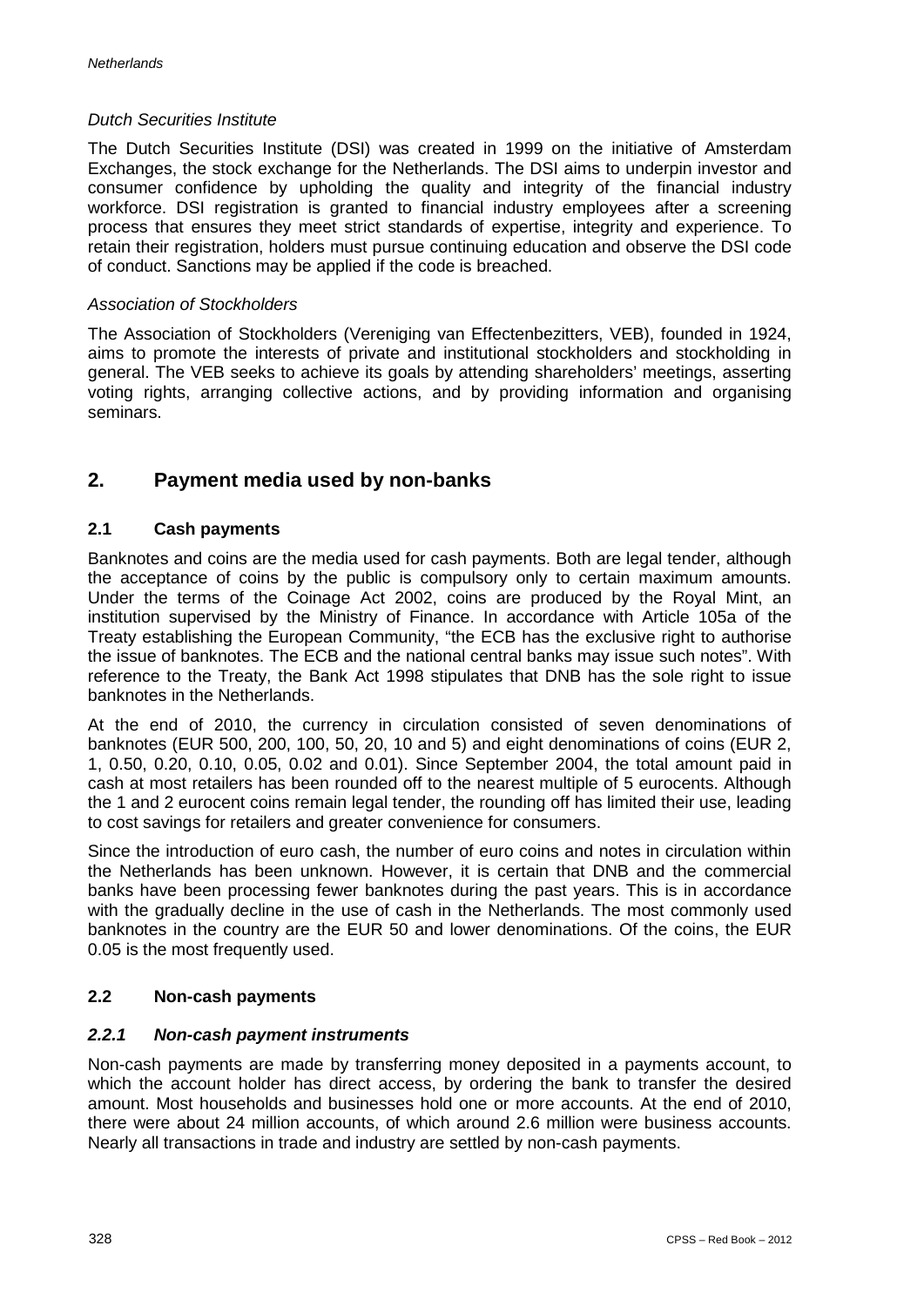*Dutch Securities Institute*

The Dutch Securities Institute (DSI) was created in 1999 on the initiative of Amsterdam Exchanges, the stock exchange for the Netherlands. The DSI aims to underpin investor and consumer confidence by upholding the quality and integrity of the financial industry workforce. DSI registration is granted to financial industry employees after a screening process that ensures they meet strict standards of expertise, integrity and experience. To retain their registration, holders must pursue continuing education and observe the DSI code of conduct. Sanctions may be applied if the code is breached.

*Association of Stockholders*

The Association of Stockholders (Vereniging van Effectenbezitters, VEB), founded in 1924, aims to promote the interests of private and institutional stockholders and stockholding in general. The VEB seeks to achieve its goals by attending shareholders' meetings, asserting voting rights, arranging collective actions, and by providing information and organising seminars.

## 2. Payment media used by non-banks

### 2.1 Cash payments

Banknotes and coins are the media used for cash payments. Both are legal tender, although the acceptance of coins by the public is compulsory only to certain maximum amounts. Under the terms of the Coinage Act 2002, coins are produced by the Royal Mint, an institution supervised by the Ministry of Finance. In accordance with Article 105a of the Treaty establishing the European Community, "the ECB has the exclusive right to authorise the issue of banknotes. The ECB and the national central banks may issue such notes". With reference to the Treaty, the Bank Act 1998 stipulates that DNB has the sole right to issue banknotes in the Netherlands.

At the end of 2010, the currency in circulation consisted of seven denominations of banknotes (EUR 500, 200, 100, 50, 20, 10 and 5) and eight denominations of coins (EUR 2, 1, 0.50, 0.20, 0.10, 0.05, 0.02 and 0.01). Since September 2004, the total amount paid in cash at most retailers has been rounded off to the nearest multiple of 5 eurocents. Although the 1 and 2 eurocent coins remain legal tender, the rounding off has limited their use, leading to cost savings for retailers and greater convenience for consumers.

Since the introduction of euro cash, the number of euro coins and notes in circulation within the Netherlands has been unknown. However, it is certain that DNB and the commercial banks have been processing fewer banknotes during the past years. This is in accordance with the gradually decline in the use of cash in the Netherlands. The most commonly used banknotes in the country are the EUR 50 and lower denominations. Of the coins, the EUR 0.05 is the most frequently used.

### 2.2 Non-cash payments

#### *2.2.1 Non-cash payment instruments*

Non-cash payments are made by transferring money deposited in a payments account, to which the account holder has direct access, by ordering the bank to transfer the desired amount. Most households and businesses hold one or more accounts. At the end of 2010, there were about 24 million accounts, of which around 2.6 million were business accounts. Nearly all transactions in trade and industry are settled by non-cash payments.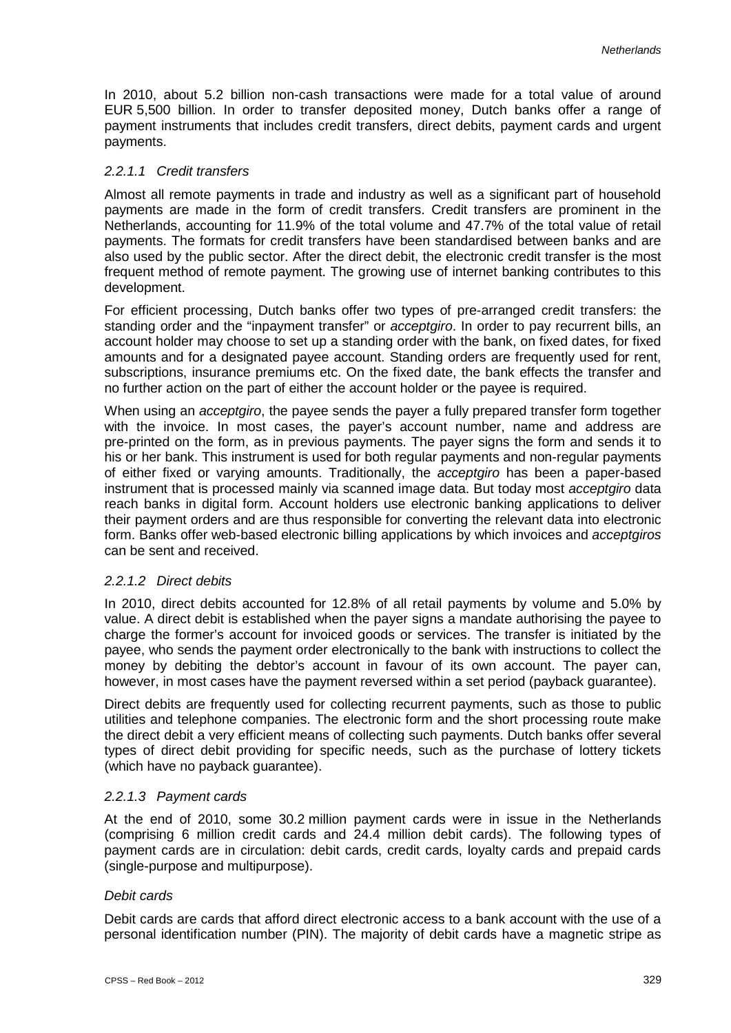In 2010, about 5.2 billion non-cash transactions were made for a total value of around EUR 5,500 billion. In order to transfer deposited money, Dutch banks offer a range of payment instruments that includes credit transfers, direct debits, payment cards and urgent payments.

#### *2.2.1.1 Credit transfers*

Almost all remote payments in trade and industry as well as a significant part of household payments are made in the form of credit transfers. Credit transfers are prominent in the Netherlands, accounting for 11.9% of the total volume and 47.7% of the total value of retail payments. The formats for credit transfers have been standardised between banks and are also used by the public sector. After the direct debit, the electronic credit transfer is the most frequent method of remote payment. The growing use of internet banking contributes to this development.

For efficient processing, Dutch banks offer two types of pre-arranged credit transfers: the standing order and the "inpayment transfer" or *acceptgiro*. In order to pay recurrent bills, an account holder may choose to set up a standing order with the bank, on fixed dates, for fixed amounts and for a designated payee account. Standing orders are frequently used for rent, subscriptions, insurance premiums etc. On the fixed date, the bank effects the transfer and no further action on the part of either the account holder or the payee is required.

When using an *acceptgiro*, the payee sends the payer a fully prepared transfer form together with the invoice. In most cases, the payer's account number, name and address are pre-printed on the form, as in previous payments. The payer signs the form and sends it to his or her bank. This instrument is used for both regular payments and non-regular payments of either fixed or varying amounts. Traditionally, the *acceptgiro* has been a paper-based instrument that is processed mainly via scanned image data. But today most *acceptgiro* data reach banks in digital form. Account holders use electronic banking applications to deliver their payment orders and are thus responsible for converting the relevant data into electronic form. Banks offer web-based electronic billing applications by which invoices and *acceptgiros* can be sent and received.

#### *2.2.1.2 Direct debits*

In 2010, direct debits accounted for 12.8% of all retail payments by volume and 5.0% by value. A direct debit is established when the payer signs a mandate authorising the payee to charge the former's account for invoiced goods or services. The transfer is initiated by the payee, who sends the payment order electronically to the bank with instructions to collect the money by debiting the debtor's account in favour of its own account. The payer can, however, in most cases have the payment reversed within a set period (payback guarantee).

Direct debits are frequently used for collecting recurrent payments, such as those to public utilities and telephone companies. The electronic form and the short processing route make the direct debit a very efficient means of collecting such payments. Dutch banks offer several types of direct debit providing for specific needs, such as the purchase of lottery tickets (which have no payback guarantee).

#### *2.2.1.3 Payment cards*

At the end of 2010, some 30.2 million payment cards were in issue in the Netherlands (comprising 6 million credit cards and 24.4 million debit cards). The following types of payment cards are in circulation: debit cards, credit cards, loyalty cards and prepaid cards (single-purpose and multipurpose).

*Debit cards*

Debit cards are cards that afford direct electronic access to a bank account with the use of a personal identification number (PIN). The majority of debit cards have a magnetic stripe as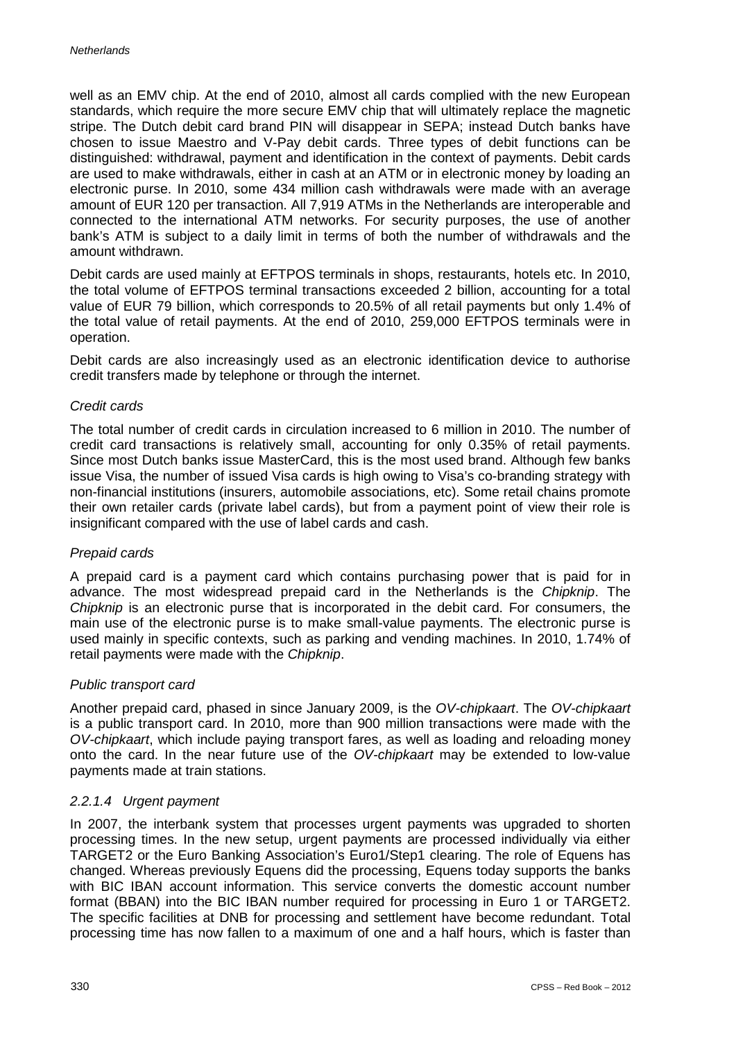well as an EMV chip. At the end of 2010, almost all cards complied with the new European standards, which require the more secure EMV chip that will ultimately replace the magnetic stripe. The Dutch debit card brand PIN will disappear in SEPA; instead Dutch banks have chosen to issue Maestro and V-Pay debit cards. Three types of debit functions can be distinguished: withdrawal, payment and identification in the context of payments. Debit cards are used to make withdrawals, either in cash at an ATM or in electronic money by loading an electronic purse. In 2010, some 434 million cash withdrawals were made with an average amount of EUR 120 per transaction. All 7,919 ATMs in the Netherlands are interoperable and connected to the international ATM networks. For security purposes, the use of another bank's ATM is subject to a daily limit in terms of both the number of withdrawals and the amount withdrawn.

Debit cards are used mainly at EFTPOS terminals in shops, restaurants, hotels etc. In 2010, the total volume of EFTPOS terminal transactions exceeded 2 billion, accounting for a total value of EUR 79 billion, which corresponds to 20.5% of all retail payments but only 1.4% of the total value of retail payments. At the end of 2010, 259,000 EFTPOS terminals were in operation.

Debit cards are also increasingly used as an electronic identification device to authorise credit transfers made by telephone or through the internet.

*Credit cards*

The total number of credit cards in circulation increased to 6 million in 2010. The number of credit card transactions is relatively small, accounting for only 0.35% of retail payments. Since most Dutch banks issue MasterCard, this is the most used brand. Although few banks issue Visa, the number of issued Visa cards is high owing to Visa's co-branding strategy with non-financial institutions (insurers, automobile associations, etc). Some retail chains promote their own retailer cards (private label cards), but from a payment point of view their role is insignificant compared with the use of label cards and cash.

*Prepaid cards*

A prepaid card is a payment card which contains purchasing power that is paid for in advance. The most widespread prepaid card in the Netherlands is the *Chipknip*. The *Chipknip* is an electronic purse that is incorporated in the debit card. For consumers, the main use of the electronic purse is to make small-value payments. The electronic purse is used mainly in specific contexts, such as parking and vending machines. In 2010, 1.74% of retail payments were made with the *Chipknip*.

*Public transport card*

Another prepaid card, phased in since January 2009, is the *OV-chipkaart*. The *OV-chipkaart* is a public transport card. In 2010, more than 900 million transactions were made with the *OV-chipkaart*, which include paying transport fares, as well as loading and reloading money onto the card. In the near future use of the *OV-chipkaart* may be extended to low-value payments made at train stations.

#### *2.2.1.4 Urgent payment*

In 2007, the interbank system that processes urgent payments was upgraded to shorten processing times. In the new setup, urgent payments are processed individually via either TARGET2 or the Euro Banking Association's Euro1/Step1 clearing. The role of Equens has changed. Whereas previously Equens did the processing, Equens today supports the banks with BIC IBAN account information. This service converts the domestic account number format (BBAN) into the BIC IBAN number required for processing in Euro 1 or TARGET2. The specific facilities at DNB for processing and settlement have become redundant. Total processing time has now fallen to a maximum of one and a half hours, which is faster than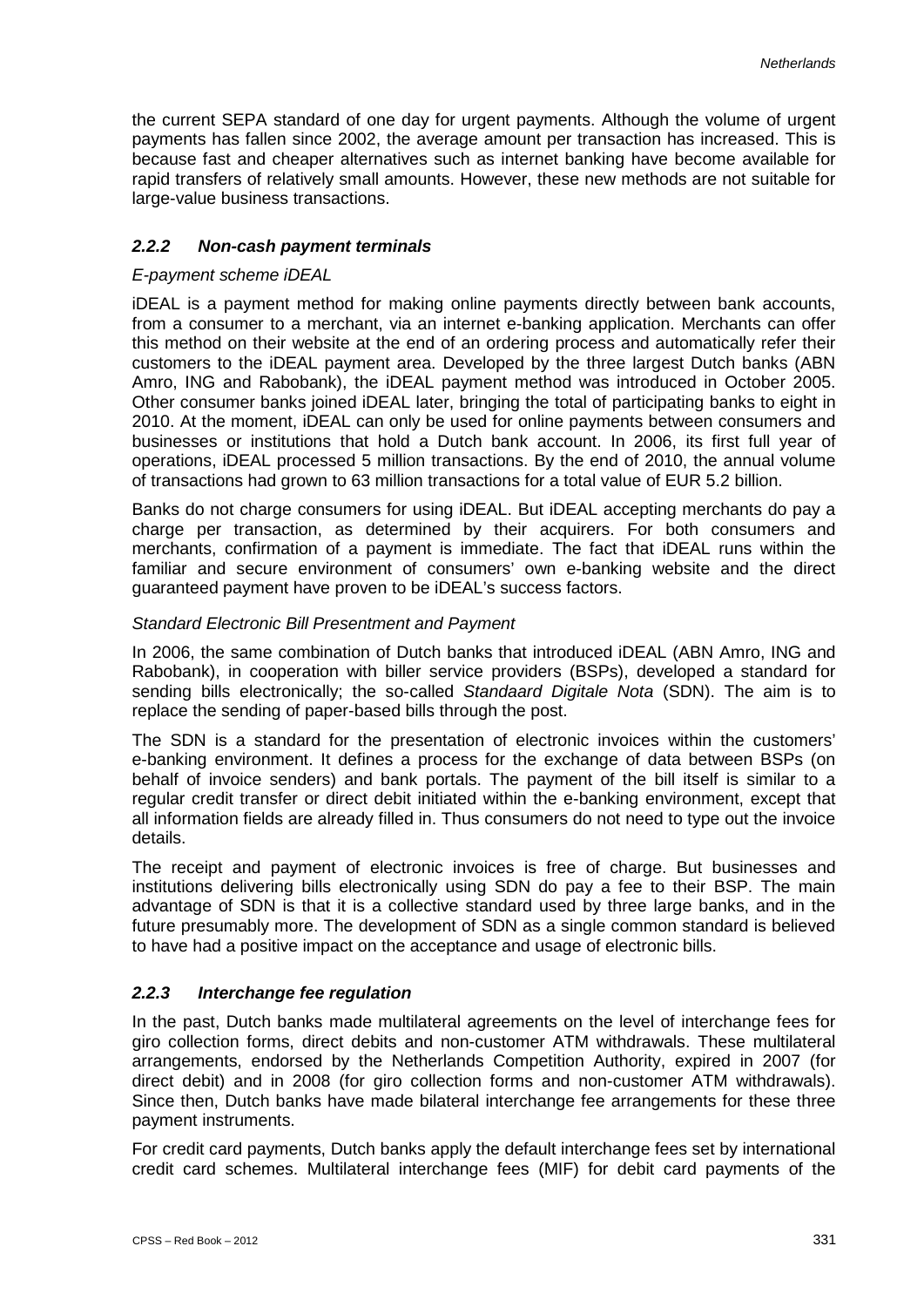the current SEPA standard of one day for urgent payments. Although the volume of urgent payments has fallen since 2002, the average amount per transaction has increased. This is because fast and cheaper alternatives such as internet banking have become available for rapid transfers of relatively small amounts. However, these new methods are not suitable for large-value business transactions.

### *2.2.2 Non-cash payment terminals*

*E-payment scheme iDEAL*

iDEAL is a payment method for making online payments directly between bank accounts, from a consumer to a merchant, via an internet e-banking application. Merchants can offer this method on their website at the end of an ordering process and automatically refer their customers to the iDEAL payment area. Developed by the three largest Dutch banks (ABN Amro, ING and Rabobank), the iDEAL payment method was introduced in October 2005. Other consumer banks joined iDEAL later, bringing the total of participating banks to eight in 2010. At the moment, iDEAL can only be used for online payments between consumers and businesses or institutions that hold a Dutch bank account. In 2006, its first full year of operations, iDEAL processed 5 million transactions. By the end of 2010, the annual volume of transactions had grown to 63 million transactions for a total value of EUR 5.2 billion.

Banks do not charge consumers for using iDEAL. But iDEAL accepting merchants do pay a charge per transaction, as determined by their acquirers. For both consumers and merchants, confirmation of a payment is immediate. The fact that iDEAL runs within the familiar and secure environment of consumers' own e-banking website and the direct guaranteed payment have proven to be iDEAL's success factors.

*Standard Electronic Bill Presentment and Payment*

In 2006, the same combination of Dutch banks that introduced iDEAL (ABN Amro, ING and Rabobank), in cooperation with biller service providers (BSPs), developed a standard for sending bills electronically; the so-called *Standaard Digitale Nota* (SDN). The aim is to replace the sending of paper-based bills through the post.

The SDN is a standard for the presentation of electronic invoices within the customers' e-banking environment. It defines a process for the exchange of data between BSPs (on behalf of invoice senders) and bank portals. The payment of the bill itself is similar to a regular credit transfer or direct debit initiated within the e-banking environment, except that all information fields are already filled in. Thus consumers do not need to type out the invoice details.

The receipt and payment of electronic invoices is free of charge. But businesses and institutions delivering bills electronically using SDN do pay a fee to their BSP. The main advantage of SDN is that it is a collective standard used by three large banks, and in the future presumably more. The development of SDN as a single common standard is believed to have had a positive impact on the acceptance and usage of electronic bills.

### *2.2.3 Interchange fee regulation*

In the past, Dutch banks made multilateral agreements on the level of interchange fees for giro collection forms, direct debits and non-customer ATM withdrawals. These multilateral arrangements, endorsed by the Netherlands Competition Authority, expired in 2007 (for direct debit) and in 2008 (for giro collection forms and non-customer ATM withdrawals). Since then, Dutch banks have made bilateral interchange fee arrangements for these three payment instruments.

For credit card payments, Dutch banks apply the default interchange fees set by international credit card schemes. Multilateral interchange fees (MIF) for debit card payments of the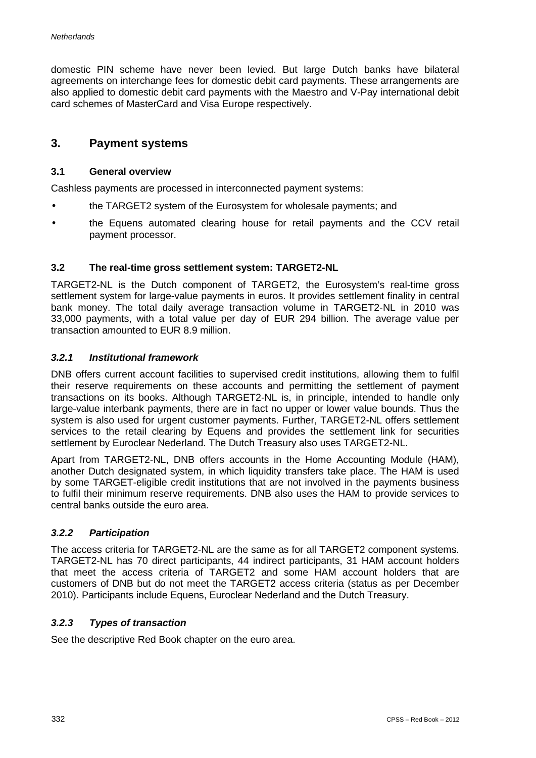domestic PIN scheme have never been levied. But large Dutch banks have bilateral agreements on interchange fees for domestic debit card payments. These arrangements are also applied to domestic debit card payments with the Maestro and V-Pay international debit card schemes of MasterCard and Visa Europe respectively.

## 3. Payment systems

### 3.1 General overview

Cashless payments are processed in interconnected payment systems:

- the TARGET2 system of the Eurosystem for wholesale payments; and
- the Equens automated clearing house for retail payments and the CCV retail payment processor.

### 3.2 The real-time gross settlement system: TARGET2-NL

TARGET2-NL is the Dutch component of TARGET2, the Eurosystem's real-time gross settlement system for large-value payments in euros. It provides settlement finality in central bank money. The total daily average transaction volume in TARGET2-NL in 2010 was 33,000 payments, with a total value per day of EUR 294 billion. The average value per transaction amounted to EUR 8.9 million.

#### *3.2.1 Institutional framework*

DNB offers current account facilities to supervised credit institutions, allowing them to fulfil their reserve requirements on these accounts and permitting the settlement of payment transactions on its books. Although TARGET2-NL is, in principle, intended to handle only large-value interbank payments, there are in fact no upper or lower value bounds. Thus the system is also used for urgent customer payments. Further, TARGET2-NL offers settlement services to the retail clearing by Equens and provides the settlement link for securities settlement by Euroclear Nederland. The Dutch Treasury also uses TARGET2-NL.

Apart from TARGET2-NL, DNB offers accounts in the Home Accounting Module (HAM), another Dutch designated system, in which liquidity transfers take place. The HAM is used by some TARGET-eligible credit institutions that are not involved in the payments business to fulfil their minimum reserve requirements. DNB also uses the HAM to provide services to central banks outside the euro area.

#### *3.2.2 Participation*

The access criteria for TARGET2-NL are the same as for all TARGET2 component systems. TARGET2-NL has 70 direct participants, 44 indirect participants, 31 HAM account holders that meet the access criteria of TARGET2 and some HAM account holders that are customers of DNB but do not meet the TARGET2 access criteria (status as per December 2010). Participants include Equens, Euroclear Nederland and the Dutch Treasury.

#### *3.2.3 Types of transaction*

See the descriptive Red Book chapter on the euro area.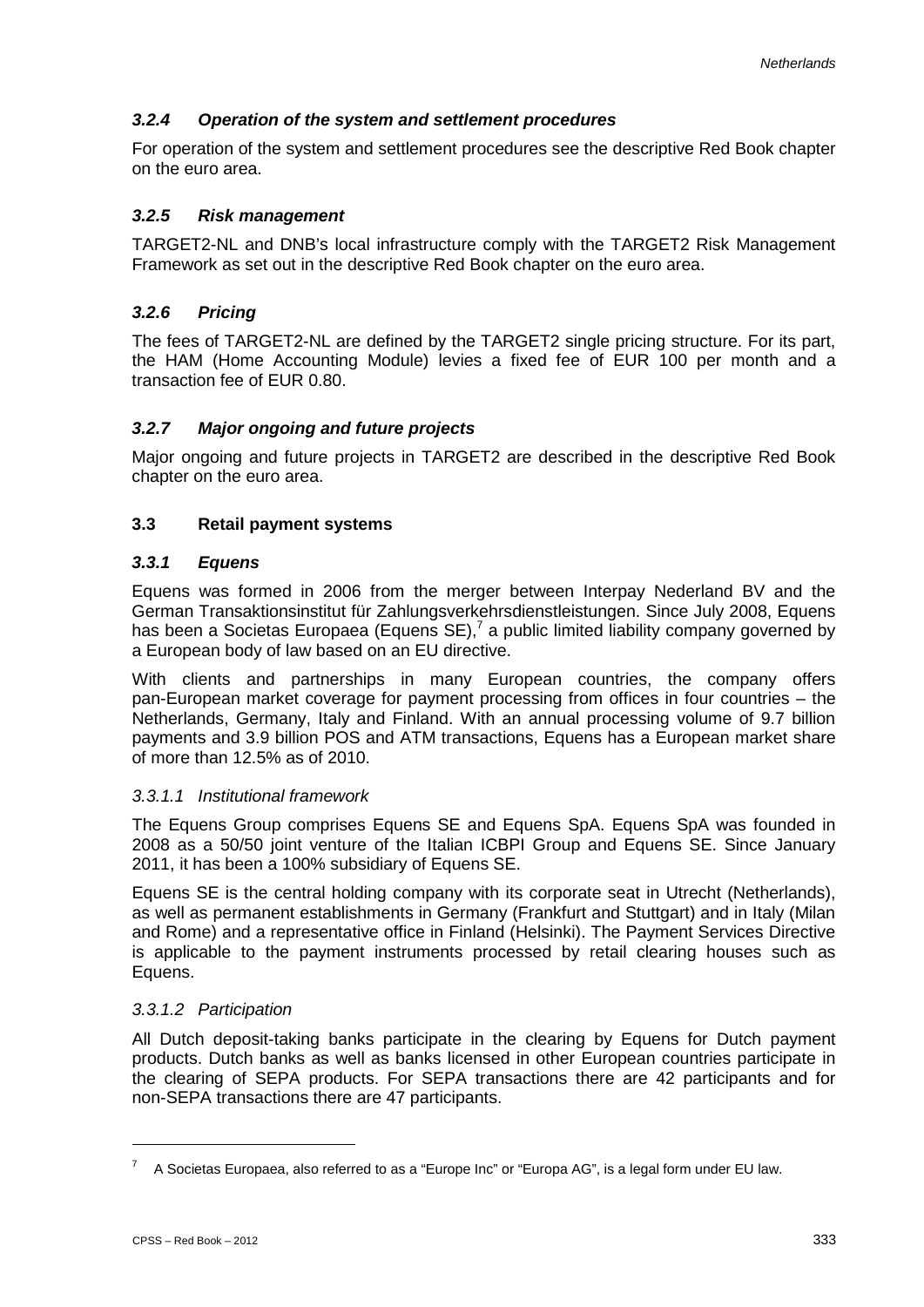### *3.2.4 Operation of the system and settlement procedures*

For operation of the system and settlement procedures see the descriptive Red Book chapter on the euro area.

### *3.2.5 Risk management*

TARGET2-NL and DNB's local infrastructure comply with the TARGET2 Risk Management Framework as set out in the descriptive Red Book chapter on the euro area.

### *3.2.6 Pricing*

The fees of TARGET2-NL are defined by the TARGET2 single pricing structure. For its part, the HAM (Home Accounting Module) levies a fixed fee of EUR 100 per month and a transaction fee of EUR 0.80.

### *3.2.7 Major ongoing and future projects*

Major ongoing and future projects in TARGET2 are described in the descriptive Red Book chapter on the euro area.

## 3.3 Retail payment systems

### *3.3.1 Equens*

Equens was formed in 2006 from the merger between Interpay Nederland BV and the German Transaktionsinstitut für Zahlungsverkehrsdienstleistungen. Since July 2008, Equens has been a Societas Europaea (Equens SE),[7] a public limited liability company governed by a European body of law based on an EU directive.

With clients and partnerships in many European countries, the company offers pan-European market coverage for payment processing from offices in four countries – the Netherlands, Germany, Italy and Finland. With an annual processing volume of 9.7 billion payments and 3.9 billion POS and ATM transactions, Equens has a European market share of more than 12.5% as of 2010.

#### *3.3.1.1 Institutional framework*

The Equens Group comprises Equens SE and Equens SpA. Equens SpA was founded in 2008 as a 50/50 joint venture of the Italian ICBPI Group and Equens SE. Since January 2011, it has been a 100% subsidiary of Equens SE.

Equens SE is the central holding company with its corporate seat in Utrecht (Netherlands), as well as permanent establishments in Germany (Frankfurt and Stuttgart) and in Italy (Milan and Rome) and a representative office in Finland (Helsinki). The Payment Services Directive is applicable to the payment instruments processed by retail clearing houses such as Equens.

#### *3.3.1.2 Participation*

All Dutch deposit-taking banks participate in the clearing by Equens for Dutch payment products. Dutch banks as well as banks licensed in other European countries participate in the clearing of SEPA products. For SEPA transactions there are 42 participants and for non-SEPA transactions there are 47 participants.

---

[7] A Societas Europaea, also referred to as a "Europe Inc" or "Europa AG", is a legal form under EU law.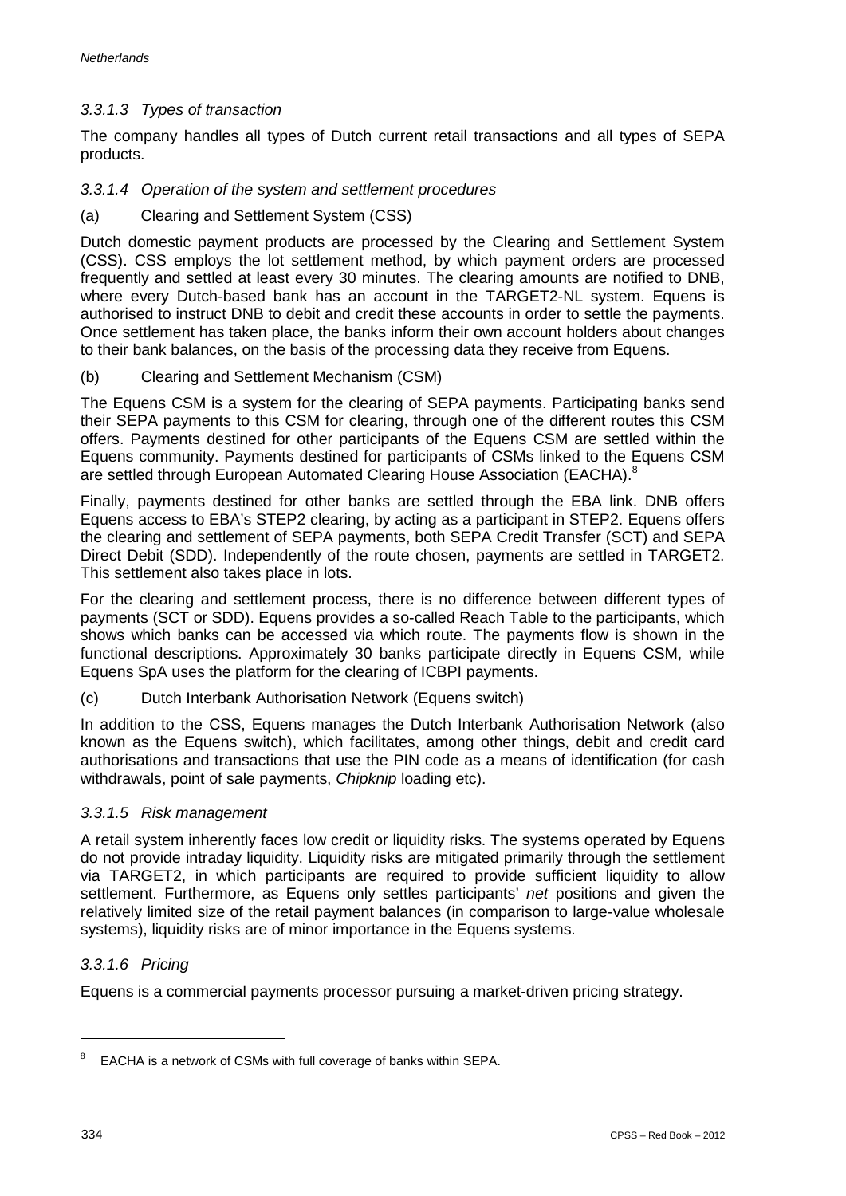#### *3.3.1.3 Types of transaction*

The company handles all types of Dutch current retail transactions and all types of SEPA products.

#### *3.3.1.4 Operation of the system and settlement procedures*

(a) Clearing and Settlement System (CSS)

Dutch domestic payment products are processed by the Clearing and Settlement System (CSS). CSS employs the lot settlement method, by which payment orders are processed frequently and settled at least every 30 minutes. The clearing amounts are notified to DNB, where every Dutch-based bank has an account in the TARGET2-NL system. Equens is authorised to instruct DNB to debit and credit these accounts in order to settle the payments. Once settlement has taken place, the banks inform their own account holders about changes to their bank balances, on the basis of the processing data they receive from Equens.

(b) Clearing and Settlement Mechanism (CSM)

The Equens CSM is a system for the clearing of SEPA payments. Participating banks send their SEPA payments to this CSM for clearing, through one of the different routes this CSM offers. Payments destined for other participants of the Equens CSM are settled within the Equens community. Payments destined for participants of CSMs linked to the Equens CSM are settled through European Automated Clearing House Association (EACHA).[8]

Finally, payments destined for other banks are settled through the EBA link. DNB offers Equens access to EBA's STEP2 clearing, by acting as a participant in STEP2. Equens offers the clearing and settlement of SEPA payments, both SEPA Credit Transfer (SCT) and SEPA Direct Debit (SDD). Independently of the route chosen, payments are settled in TARGET2. This settlement also takes place in lots.

For the clearing and settlement process, there is no difference between different types of payments (SCT or SDD). Equens provides a so-called Reach Table to the participants, which shows which banks can be accessed via which route. The payments flow is shown in the functional descriptions. Approximately 30 banks participate directly in Equens CSM, while Equens SpA uses the platform for the clearing of ICBPI payments.

(c) Dutch Interbank Authorisation Network (Equens switch)

In addition to the CSS, Equens manages the Dutch Interbank Authorisation Network (also known as the Equens switch), which facilitates, among other things, debit and credit card authorisations and transactions that use the PIN code as a means of identification (for cash withdrawals, point of sale payments, *Chipknip* loading etc).

#### *3.3.1.5 Risk management*

A retail system inherently faces low credit or liquidity risks. The systems operated by Equens do not provide intraday liquidity. Liquidity risks are mitigated primarily through the settlement via TARGET2, in which participants are required to provide sufficient liquidity to allow settlement. Furthermore, as Equens only settles participants' *net* positions and given the relatively limited size of the retail payment balances (in comparison to large-value wholesale systems), liquidity risks are of minor importance in the Equens systems.

#### *3.3.1.6 Pricing*

Equens is a commercial payments processor pursuing a market-driven pricing strategy.

---

[8] EACHA is a network of CSMs with full coverage of banks within SEPA.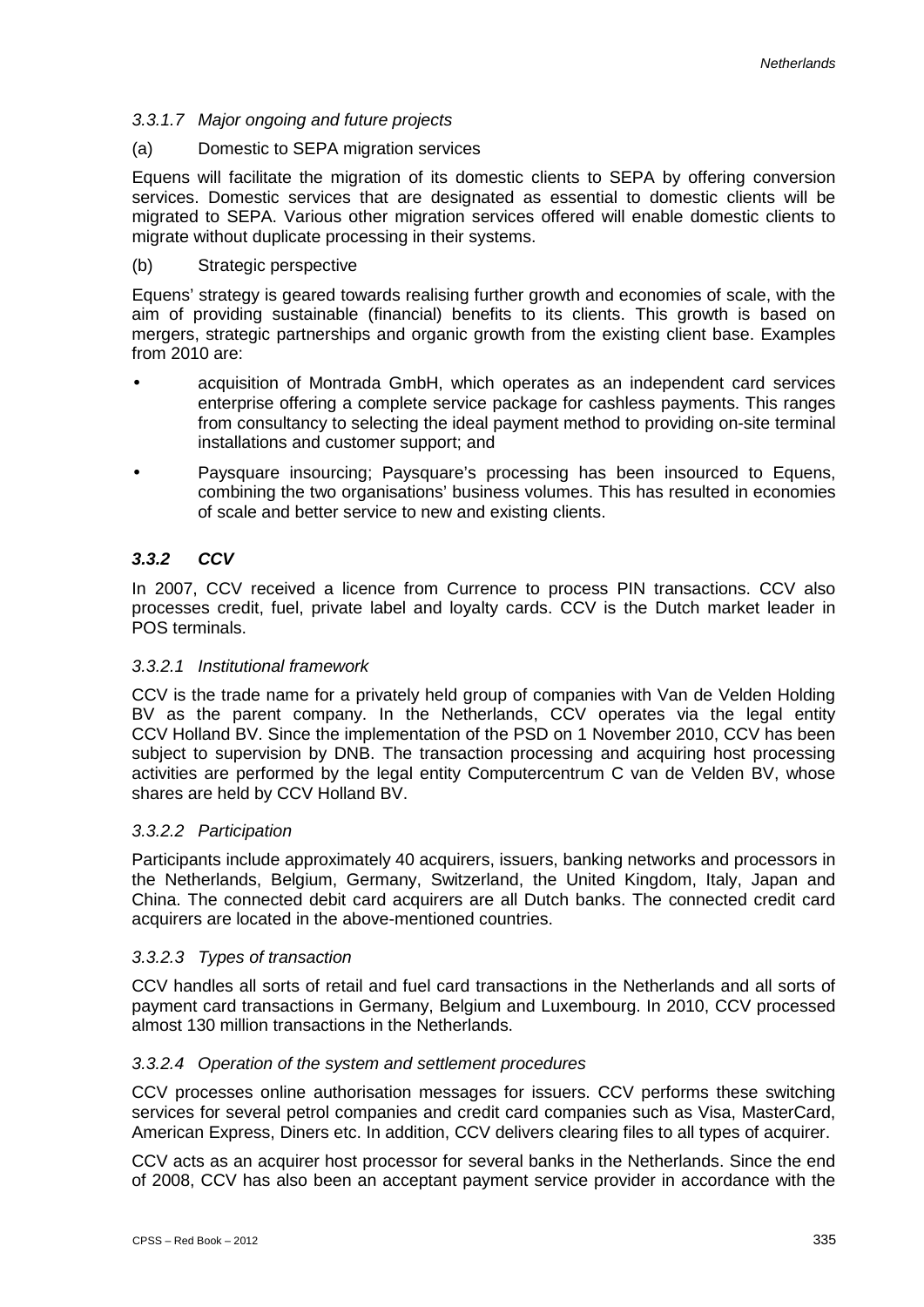*3.3.1.7 Major ongoing and future projects*

(a) Domestic to SEPA migration services

Equens will facilitate the migration of its domestic clients to SEPA by offering conversion services. Domestic services that are designated as essential to domestic clients will be migrated to SEPA. Various other migration services offered will enable domestic clients to migrate without duplicate processing in their systems.

(b) Strategic perspective

Equens' strategy is geared towards realising further growth and economies of scale, with the aim of providing sustainable (financial) benefits to its clients. This growth is based on mergers, strategic partnerships and organic growth from the existing client base. Examples from 2010 are:

- acquisition of Montrada GmbH, which operates as an independent card services enterprise offering a complete service package for cashless payments. This ranges from consultancy to selecting the ideal payment method to providing on-site terminal installations and customer support; and
- Paysquare insourcing; Paysquare's processing has been insourced to Equens, combining the two organisations' business volumes. This has resulted in economies of scale and better service to new and existing clients.

### *3.3.2 CCV*

In 2007, CCV received a licence from Currence to process PIN transactions. CCV also processes credit, fuel, private label and loyalty cards. CCV is the Dutch market leader in POS terminals.

*3.3.2.1 Institutional framework*

CCV is the trade name for a privately held group of companies with Van de Velden Holding BV as the parent company. In the Netherlands, CCV operates via the legal entity CCV Holland BV. Since the implementation of the PSD on 1 November 2010, CCV has been subject to supervision by DNB. The transaction processing and acquiring host processing activities are performed by the legal entity Computercentrum C van de Velden BV, whose shares are held by CCV Holland BV.

*3.3.2.2 Participation*

Participants include approximately 40 acquirers, issuers, banking networks and processors in the Netherlands, Belgium, Germany, Switzerland, the United Kingdom, Italy, Japan and China. The connected debit card acquirers are all Dutch banks. The connected credit card acquirers are located in the above-mentioned countries.

*3.3.2.3 Types of transaction*

CCV handles all sorts of retail and fuel card transactions in the Netherlands and all sorts of payment card transactions in Germany, Belgium and Luxembourg. In 2010, CCV processed almost 130 million transactions in the Netherlands.

*3.3.2.4 Operation of the system and settlement procedures*

CCV processes online authorisation messages for issuers. CCV performs these switching services for several petrol companies and credit card companies such as Visa, MasterCard, American Express, Diners etc. In addition, CCV delivers clearing files to all types of acquirer.

CCV acts as an acquirer host processor for several banks in the Netherlands. Since the end of 2008, CCV has also been an acceptant payment service provider in accordance with the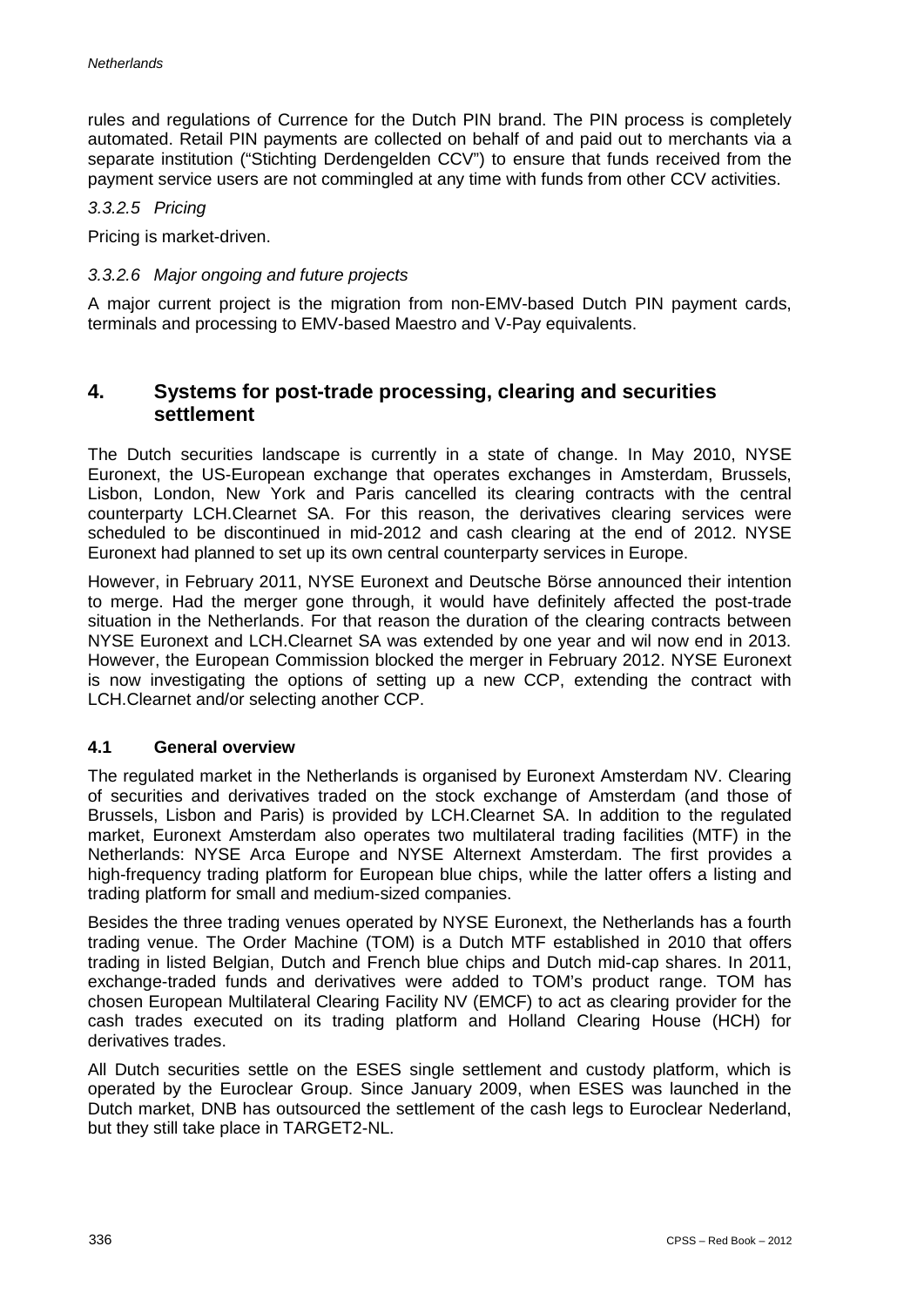rules and regulations of Currence for the Dutch PIN brand. The PIN process is completely automated. Retail PIN payments are collected on behalf of and paid out to merchants via a separate institution ("Stichting Derdengelden CCV") to ensure that funds received from the payment service users are not commingled at any time with funds from other CCV activities.

#### *3.3.2.5 Pricing*

Pricing is market-driven.

#### *3.3.2.6 Major ongoing and future projects*

A major current project is the migration from non-EMV-based Dutch PIN payment cards, terminals and processing to EMV-based Maestro and V-Pay equivalents.

## 4. Systems for post-trade processing, clearing and securities settlement

The Dutch securities landscape is currently in a state of change. In May 2010, NYSE Euronext, the US-European exchange that operates exchanges in Amsterdam, Brussels, Lisbon, London, New York and Paris cancelled its clearing contracts with the central counterparty LCH.Clearnet SA. For this reason, the derivatives clearing services were scheduled to be discontinued in mid-2012 and cash clearing at the end of 2012. NYSE Euronext had planned to set up its own central counterparty services in Europe.

However, in February 2011, NYSE Euronext and Deutsche Börse announced their intention to merge. Had the merger gone through, it would have definitely affected the post-trade situation in the Netherlands. For that reason the duration of the clearing contracts between NYSE Euronext and LCH.Clearnet SA was extended by one year and wil now end in 2013. However, the European Commission blocked the merger in February 2012. NYSE Euronext is now investigating the options of setting up a new CCP, extending the contract with LCH.Clearnet and/or selecting another CCP.

### 4.1 General overview

The regulated market in the Netherlands is organised by Euronext Amsterdam NV. Clearing of securities and derivatives traded on the stock exchange of Amsterdam (and those of Brussels, Lisbon and Paris) is provided by LCH.Clearnet SA. In addition to the regulated market, Euronext Amsterdam also operates two multilateral trading facilities (MTF) in the Netherlands: NYSE Arca Europe and NYSE Alternext Amsterdam. The first provides a high-frequency trading platform for European blue chips, while the latter offers a listing and trading platform for small and medium-sized companies.

Besides the three trading venues operated by NYSE Euronext, the Netherlands has a fourth trading venue. The Order Machine (TOM) is a Dutch MTF established in 2010 that offers trading in listed Belgian, Dutch and French blue chips and Dutch mid-cap shares. In 2011, exchange-traded funds and derivatives were added to TOM's product range. TOM has chosen European Multilateral Clearing Facility NV (EMCF) to act as clearing provider for the cash trades executed on its trading platform and Holland Clearing House (HCH) for derivatives trades.

All Dutch securities settle on the ESES single settlement and custody platform, which is operated by the Euroclear Group. Since January 2009, when ESES was launched in the Dutch market, DNB has outsourced the settlement of the cash legs to Euroclear Nederland, but they still take place in TARGET2-NL.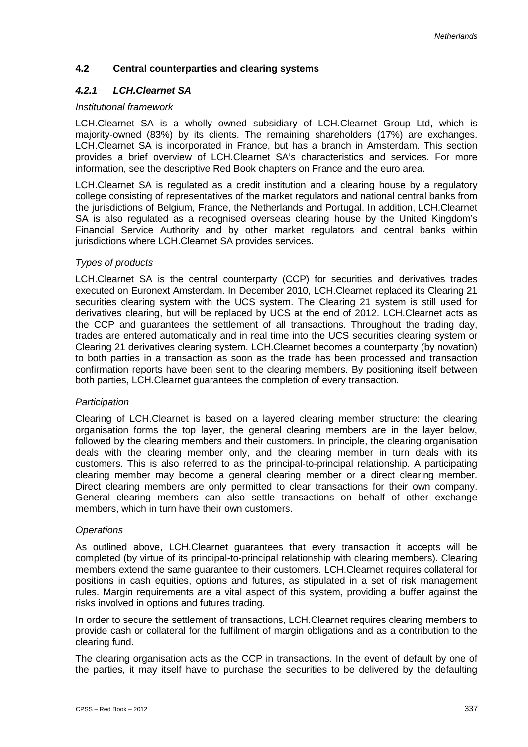## 4.2 Central counterparties and clearing systems

### *4.2.1 LCH.Clearnet SA*

*Institutional framework*

LCH.Clearnet SA is a wholly owned subsidiary of LCH.Clearnet Group Ltd, which is majority-owned (83%) by its clients. The remaining shareholders (17%) are exchanges. LCH.Clearnet SA is incorporated in France, but has a branch in Amsterdam. This section provides a brief overview of LCH.Clearnet SA's characteristics and services. For more information, see the descriptive Red Book chapters on France and the euro area.

LCH.Clearnet SA is regulated as a credit institution and a clearing house by a regulatory college consisting of representatives of the market regulators and national central banks from the jurisdictions of Belgium, France, the Netherlands and Portugal. In addition, LCH.Clearnet SA is also regulated as a recognised overseas clearing house by the United Kingdom's Financial Service Authority and by other market regulators and central banks within jurisdictions where LCH.Clearnet SA provides services.

*Types of products*

LCH.Clearnet SA is the central counterparty (CCP) for securities and derivatives trades executed on Euronext Amsterdam. In December 2010, LCH.Clearnet replaced its Clearing 21 securities clearing system with the UCS system. The Clearing 21 system is still used for derivatives clearing, but will be replaced by UCS at the end of 2012. LCH.Clearnet acts as the CCP and guarantees the settlement of all transactions. Throughout the trading day, trades are entered automatically and in real time into the UCS securities clearing system or Clearing 21 derivatives clearing system. LCH.Clearnet becomes a counterparty (by novation) to both parties in a transaction as soon as the trade has been processed and transaction confirmation reports have been sent to the clearing members. By positioning itself between both parties, LCH.Clearnet guarantees the completion of every transaction.

*Participation*

Clearing of LCH.Clearnet is based on a layered clearing member structure: the clearing organisation forms the top layer, the general clearing members are in the layer below, followed by the clearing members and their customers. In principle, the clearing organisation deals with the clearing member only, and the clearing member in turn deals with its customers. This is also referred to as the principal-to-principal relationship. A participating clearing member may become a general clearing member or a direct clearing member. Direct clearing members are only permitted to clear transactions for their own company. General clearing members can also settle transactions on behalf of other exchange members, which in turn have their own customers.

*Operations*

As outlined above, LCH.Clearnet guarantees that every transaction it accepts will be completed (by virtue of its principal-to-principal relationship with clearing members). Clearing members extend the same guarantee to their customers. LCH.Clearnet requires collateral for positions in cash equities, options and futures, as stipulated in a set of risk management rules. Margin requirements are a vital aspect of this system, providing a buffer against the risks involved in options and futures trading.

In order to secure the settlement of transactions, LCH.Clearnet requires clearing members to provide cash or collateral for the fulfilment of margin obligations and as a contribution to the clearing fund.

The clearing organisation acts as the CCP in transactions. In the event of default by one of the parties, it may itself have to purchase the securities to be delivered by the defaulting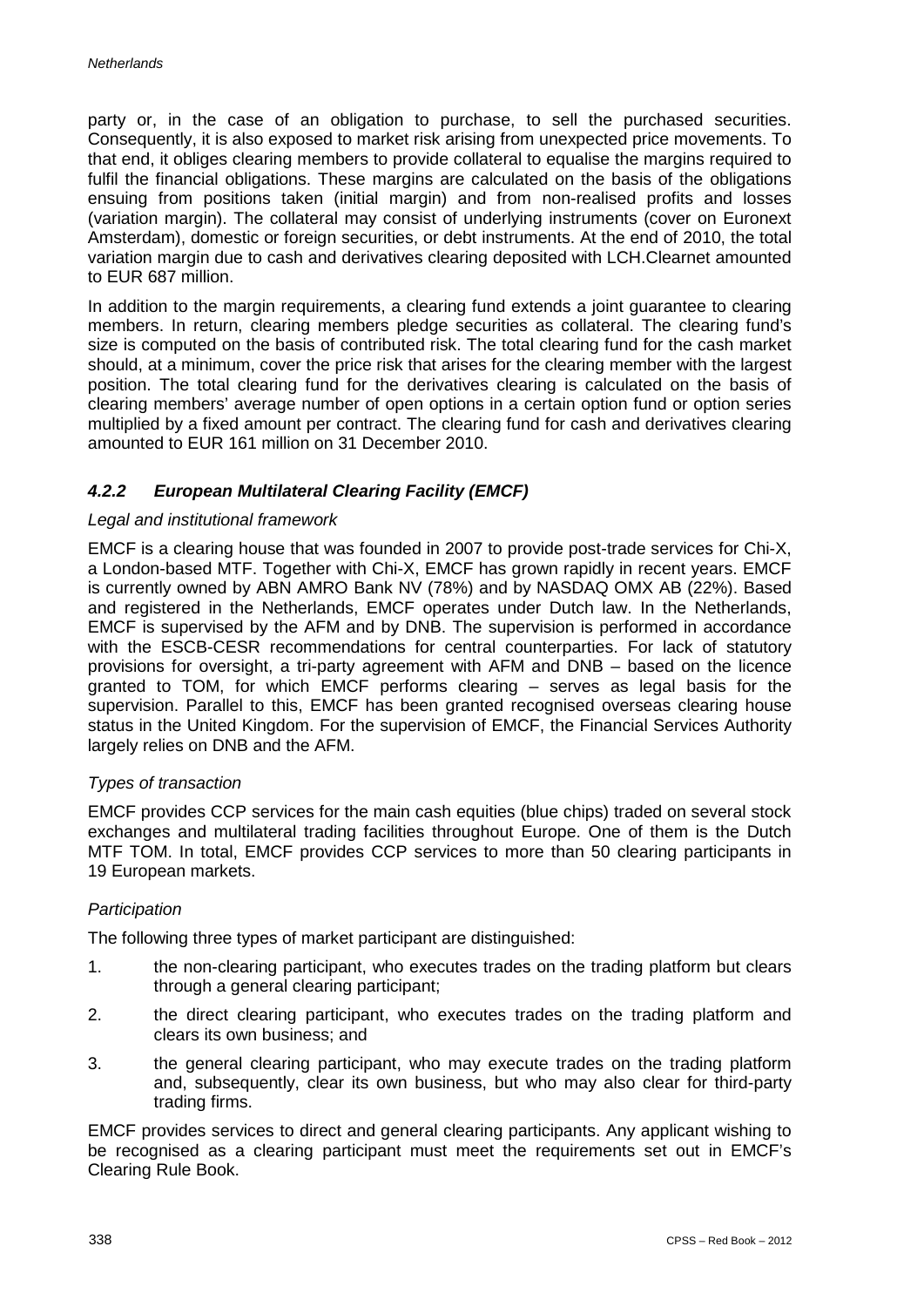party or, in the case of an obligation to purchase, to sell the purchased securities. Consequently, it is also exposed to market risk arising from unexpected price movements. To that end, it obliges clearing members to provide collateral to equalise the margins required to fulfil the financial obligations. These margins are calculated on the basis of the obligations ensuing from positions taken (initial margin) and from non-realised profits and losses (variation margin). The collateral may consist of underlying instruments (cover on Euronext Amsterdam), domestic or foreign securities, or debt instruments. At the end of 2010, the total variation margin due to cash and derivatives clearing deposited with LCH.Clearnet amounted to EUR 687 million.

In addition to the margin requirements, a clearing fund extends a joint guarantee to clearing members. In return, clearing members pledge securities as collateral. The clearing fund's size is computed on the basis of contributed risk. The total clearing fund for the cash market should, at a minimum, cover the price risk that arises for the clearing member with the largest position. The total clearing fund for the derivatives clearing is calculated on the basis of clearing members' average number of open options in a certain option fund or option series multiplied by a fixed amount per contract. The clearing fund for cash and derivatives clearing amounted to EUR 161 million on 31 December 2010.

### *4.2.2 European Multilateral Clearing Facility (EMCF)*

*Legal and institutional framework*

EMCF is a clearing house that was founded in 2007 to provide post-trade services for Chi-X, a London-based MTF. Together with Chi-X, EMCF has grown rapidly in recent years. EMCF is currently owned by ABN AMRO Bank NV (78%) and by NASDAQ OMX AB (22%). Based and registered in the Netherlands, EMCF operates under Dutch law. In the Netherlands, EMCF is supervised by the AFM and by DNB. The supervision is performed in accordance with the ESCB-CESR recommendations for central counterparties. For lack of statutory provisions for oversight, a tri-party agreement with AFM and DNB – based on the licence granted to TOM, for which EMCF performs clearing – serves as legal basis for the supervision. Parallel to this, EMCF has been granted recognised overseas clearing house status in the United Kingdom. For the supervision of EMCF, the Financial Services Authority largely relies on DNB and the AFM.

*Types of transaction*

EMCF provides CCP services for the main cash equities (blue chips) traded on several stock exchanges and multilateral trading facilities throughout Europe. One of them is the Dutch MTF TOM. In total, EMCF provides CCP services to more than 50 clearing participants in 19 European markets.

*Participation*

The following three types of market participant are distinguished:

1. the non-clearing participant, who executes trades on the trading platform but clears through a general clearing participant;
2. the direct clearing participant, who executes trades on the trading platform and clears its own business; and
3. the general clearing participant, who may execute trades on the trading platform and, subsequently, clear its own business, but who may also clear for third-party trading firms.

EMCF provides services to direct and general clearing participants. Any applicant wishing to be recognised as a clearing participant must meet the requirements set out in EMCF's Clearing Rule Book.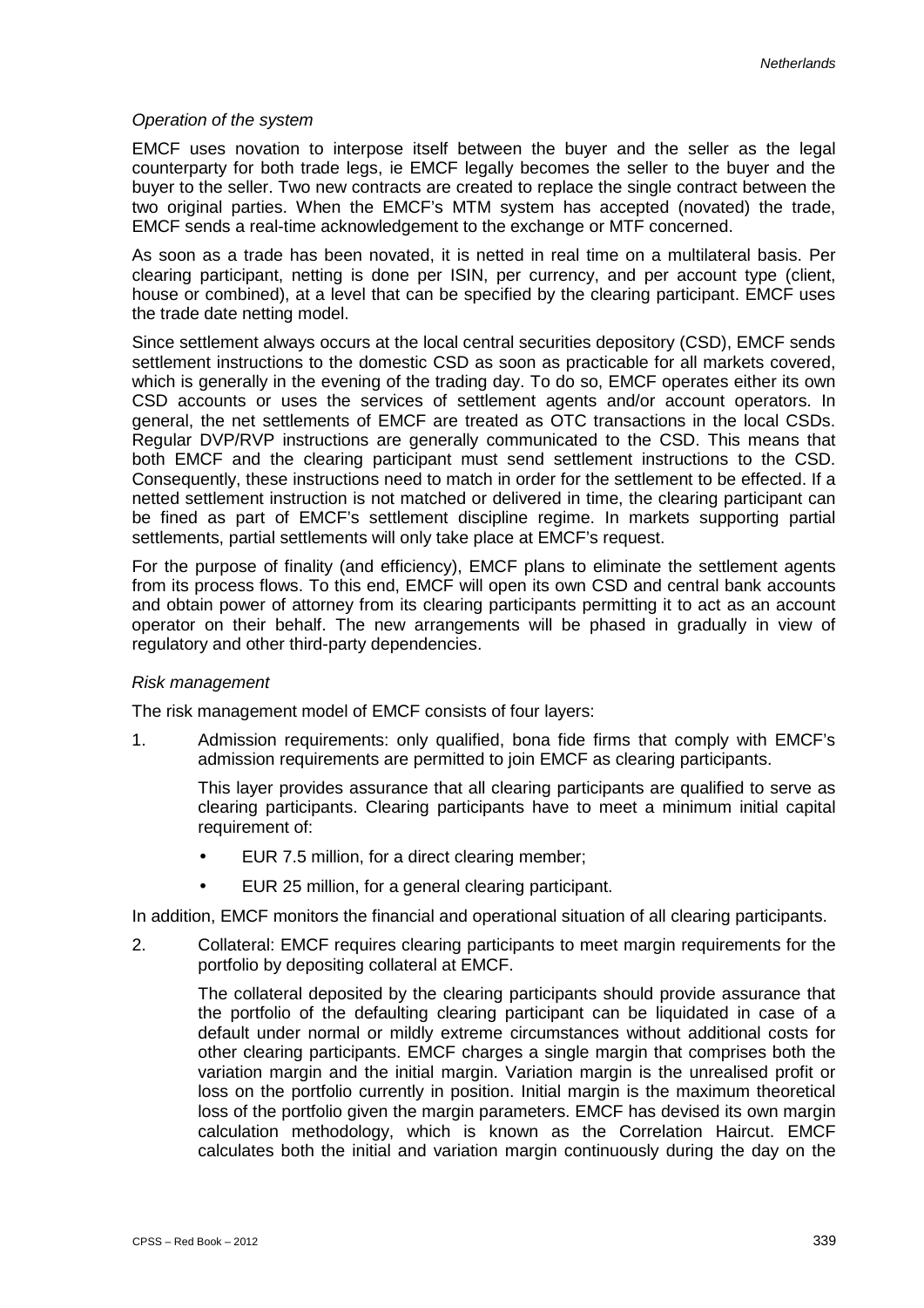*Operation of the system*

EMCF uses novation to interpose itself between the buyer and the seller as the legal counterparty for both trade legs, ie EMCF legally becomes the seller to the buyer and the buyer to the seller. Two new contracts are created to replace the single contract between the two original parties. When the EMCF's MTM system has accepted (novated) the trade, EMCF sends a real-time acknowledgement to the exchange or MTF concerned.

As soon as a trade has been novated, it is netted in real time on a multilateral basis. Per clearing participant, netting is done per ISIN, per currency, and per account type (client, house or combined), at a level that can be specified by the clearing participant. EMCF uses the trade date netting model.

Since settlement always occurs at the local central securities depository (CSD), EMCF sends settlement instructions to the domestic CSD as soon as practicable for all markets covered, which is generally in the evening of the trading day. To do so, EMCF operates either its own CSD accounts or uses the services of settlement agents and/or account operators. In general, the net settlements of EMCF are treated as OTC transactions in the local CSDs. Regular DVP/RVP instructions are generally communicated to the CSD. This means that both EMCF and the clearing participant must send settlement instructions to the CSD. Consequently, these instructions need to match in order for the settlement to be effected. If a netted settlement instruction is not matched or delivered in time, the clearing participant can be fined as part of EMCF's settlement discipline regime. In markets supporting partial settlements, partial settlements will only take place at EMCF's request.

For the purpose of finality (and efficiency), EMCF plans to eliminate the settlement agents from its process flows. To this end, EMCF will open its own CSD and central bank accounts and obtain power of attorney from its clearing participants permitting it to act as an account operator on their behalf. The new arrangements will be phased in gradually in view of regulatory and other third-party dependencies.

*Risk management*

The risk management model of EMCF consists of four layers:

1. Admission requirements: only qualified, bona fide firms that comply with EMCF's admission requirements are permitted to join EMCF as clearing participants.

   This layer provides assurance that all clearing participants are qualified to serve as clearing participants. Clearing participants have to meet a minimum initial capital requirement of:

   - EUR 7.5 million, for a direct clearing member;
   - EUR 25 million, for a general clearing participant.

In addition, EMCF monitors the financial and operational situation of all clearing participants.

2. Collateral: EMCF requires clearing participants to meet margin requirements for the portfolio by depositing collateral at EMCF.

   The collateral deposited by the clearing participants should provide assurance that the portfolio of the defaulting clearing participant can be liquidated in case of a default under normal or mildly extreme circumstances without additional costs for other clearing participants. EMCF charges a single margin that comprises both the variation margin and the initial margin. Variation margin is the unrealised profit or loss on the portfolio currently in position. Initial margin is the maximum theoretical loss of the portfolio given the margin parameters. EMCF has devised its own margin calculation methodology, which is known as the Correlation Haircut. EMCF calculates both the initial and variation margin continuously during the day on the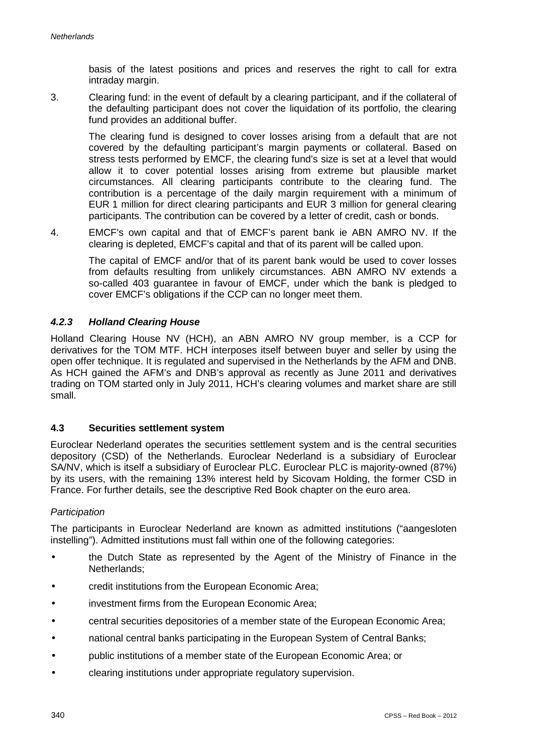basis of the latest positions and prices and reserves the right to call for extra intraday margin.

3. Clearing fund: in the event of default by a clearing participant, and if the collateral of the defaulting participant does not cover the liquidation of its portfolio, the clearing fund provides an additional buffer.

   The clearing fund is designed to cover losses arising from a default that are not covered by the defaulting participant's margin payments or collateral. Based on stress tests performed by EMCF, the clearing fund's size is set at a level that would allow it to cover potential losses arising from extreme but plausible market circumstances. All clearing participants contribute to the clearing fund. The contribution is a percentage of the daily margin requirement with a minimum of EUR 1 million for direct clearing participants and EUR 3 million for general clearing participants. The contribution can be covered by a letter of credit, cash or bonds.

4. EMCF's own capital and that of EMCF's parent bank ie ABN AMRO NV. If the clearing is depleted, EMCF's capital and that of its parent will be called upon.

   The capital of EMCF and/or that of its parent bank would be used to cover losses from defaults resulting from unlikely circumstances. ABN AMRO NV extends a so-called 403 guarantee in favour of EMCF, under which the bank is pledged to cover EMCF's obligations if the CCP can no longer meet them.

### *4.2.3 Holland Clearing House*

Holland Clearing House NV (HCH), an ABN AMRO NV group member, is a CCP for derivatives for the TOM MTF. HCH interposes itself between buyer and seller by using the open offer technique. It is regulated and supervised in the Netherlands by the AFM and DNB. As HCH gained the AFM's and DNB's approval as recently as June 2011 and derivatives trading on TOM started only in July 2011, HCH's clearing volumes and market share are still small.

## 4.3 Securities settlement system

Euroclear Nederland operates the securities settlement system and is the central securities depository (CSD) of the Netherlands. Euroclear Nederland is a subsidiary of Euroclear SA/NV, which is itself a subsidiary of Euroclear PLC. Euroclear PLC is majority-owned (87%) by its users, with the remaining 13% interest held by Sicovam Holding, the former CSD in France. For further details, see the descriptive Red Book chapter on the euro area.

*Participation*

The participants in Euroclear Nederland are known as admitted institutions ("aangesloten instelling"). Admitted institutions must fall within one of the following categories:

- the Dutch State as represented by the Agent of the Ministry of Finance in the Netherlands;
- credit institutions from the European Economic Area;
- investment firms from the European Economic Area;
- central securities depositories of a member state of the European Economic Area;
- national central banks participating in the European System of Central Banks;
- public institutions of a member state of the European Economic Area; or
- clearing institutions under appropriate regulatory supervision.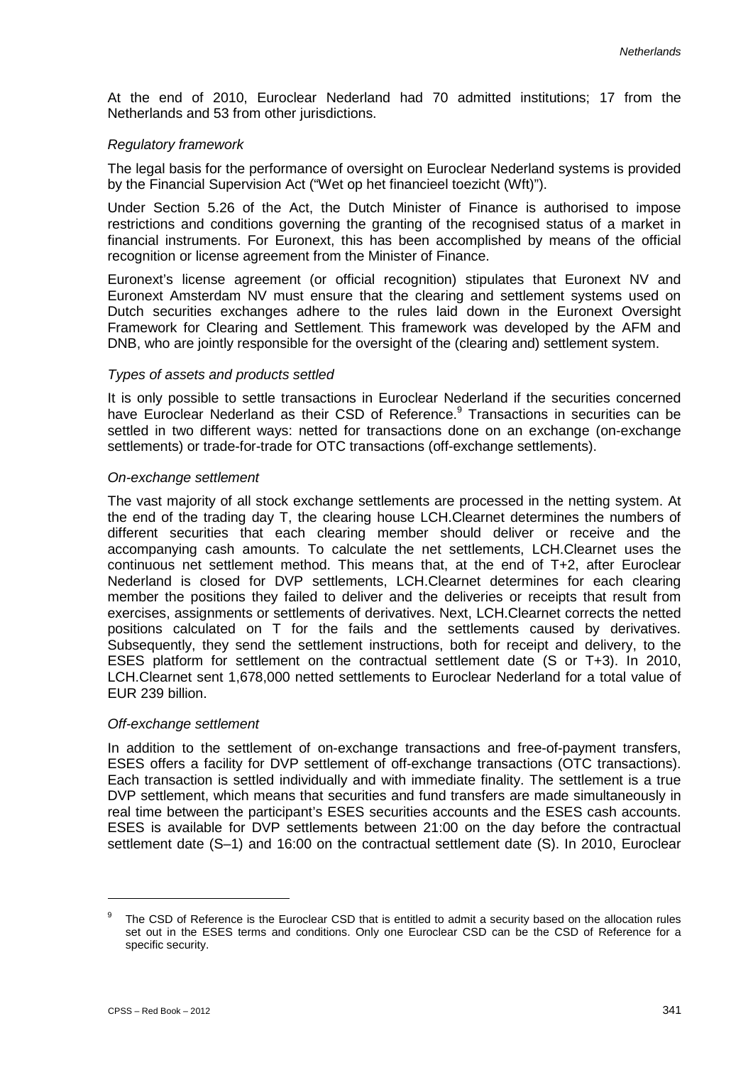At the end of 2010, Euroclear Nederland had 70 admitted institutions; 17 from the Netherlands and 53 from other jurisdictions.

*Regulatory framework*

The legal basis for the performance of oversight on Euroclear Nederland systems is provided by the Financial Supervision Act ("Wet op het financieel toezicht (Wft)").

Under Section 5.26 of the Act, the Dutch Minister of Finance is authorised to impose restrictions and conditions governing the granting of the recognised status of a market in financial instruments. For Euronext, this has been accomplished by means of the official recognition or license agreement from the Minister of Finance.

Euronext's license agreement (or official recognition) stipulates that Euronext NV and Euronext Amsterdam NV must ensure that the clearing and settlement systems used on Dutch securities exchanges adhere to the rules laid down in the Euronext Oversight Framework for Clearing and Settlement. This framework was developed by the AFM and DNB, who are jointly responsible for the oversight of the (clearing and) settlement system.

*Types of assets and products settled*

It is only possible to settle transactions in Euroclear Nederland if the securities concerned have Euroclear Nederland as their CSD of Reference.[9] Transactions in securities can be settled in two different ways: netted for transactions done on an exchange (on-exchange settlements) or trade-for-trade for OTC transactions (off-exchange settlements).

*On-exchange settlement*

The vast majority of all stock exchange settlements are processed in the netting system. At the end of the trading day T, the clearing house LCH.Clearnet determines the numbers of different securities that each clearing member should deliver or receive and the accompanying cash amounts. To calculate the net settlements, LCH.Clearnet uses the continuous net settlement method. This means that, at the end of T+2, after Euroclear Nederland is closed for DVP settlements, LCH.Clearnet determines for each clearing member the positions they failed to deliver and the deliveries or receipts that result from exercises, assignments or settlements of derivatives. Next, LCH.Clearnet corrects the netted positions calculated on T for the fails and the settlements caused by derivatives. Subsequently, they send the settlement instructions, both for receipt and delivery, to the ESES platform for settlement on the contractual settlement date (S or T+3). In 2010, LCH.Clearnet sent 1,678,000 netted settlements to Euroclear Nederland for a total value of EUR 239 billion.

*Off-exchange settlement*

In addition to the settlement of on-exchange transactions and free-of-payment transfers, ESES offers a facility for DVP settlement of off-exchange transactions (OTC transactions). Each transaction is settled individually and with immediate finality. The settlement is a true DVP settlement, which means that securities and fund transfers are made simultaneously in real time between the participant's ESES securities accounts and the ESES cash accounts. ESES is available for DVP settlements between 21:00 on the day before the contractual settlement date (S–1) and 16:00 on the contractual settlement date (S). In 2010, Euroclear

[9] The CSD of Reference is the Euroclear CSD that is entitled to admit a security based on the allocation rules set out in the ESES terms and conditions. Only one Euroclear CSD can be the CSD of Reference for a specific security.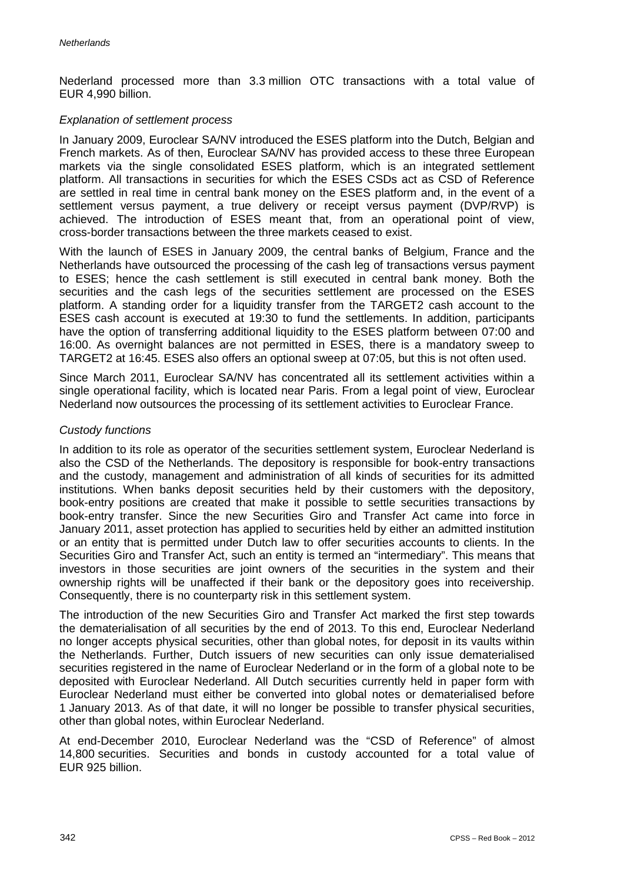Nederland processed more than 3.3 million OTC transactions with a total value of EUR 4,990 billion.

*Explanation of settlement process*

In January 2009, Euroclear SA/NV introduced the ESES platform into the Dutch, Belgian and French markets. As of then, Euroclear SA/NV has provided access to these three European markets via the single consolidated ESES platform, which is an integrated settlement platform. All transactions in securities for which the ESES CSDs act as CSD of Reference are settled in real time in central bank money on the ESES platform and, in the event of a settlement versus payment, a true delivery or receipt versus payment (DVP/RVP) is achieved. The introduction of ESES meant that, from an operational point of view, cross-border transactions between the three markets ceased to exist.

With the launch of ESES in January 2009, the central banks of Belgium, France and the Netherlands have outsourced the processing of the cash leg of transactions versus payment to ESES; hence the cash settlement is still executed in central bank money. Both the securities and the cash legs of the securities settlement are processed on the ESES platform. A standing order for a liquidity transfer from the TARGET2 cash account to the ESES cash account is executed at 19:30 to fund the settlements. In addition, participants have the option of transferring additional liquidity to the ESES platform between 07:00 and 16:00. As overnight balances are not permitted in ESES, there is a mandatory sweep to TARGET2 at 16:45. ESES also offers an optional sweep at 07:05, but this is not often used.

Since March 2011, Euroclear SA/NV has concentrated all its settlement activities within a single operational facility, which is located near Paris. From a legal point of view, Euroclear Nederland now outsources the processing of its settlement activities to Euroclear France.

*Custody functions*

In addition to its role as operator of the securities settlement system, Euroclear Nederland is also the CSD of the Netherlands. The depository is responsible for book-entry transactions and the custody, management and administration of all kinds of securities for its admitted institutions. When banks deposit securities held by their customers with the depository, book-entry positions are created that make it possible to settle securities transactions by book-entry transfer. Since the new Securities Giro and Transfer Act came into force in January 2011, asset protection has applied to securities held by either an admitted institution or an entity that is permitted under Dutch law to offer securities accounts to clients. In the Securities Giro and Transfer Act, such an entity is termed an "intermediary". This means that investors in those securities are joint owners of the securities in the system and their ownership rights will be unaffected if their bank or the depository goes into receivership. Consequently, there is no counterparty risk in this settlement system.

The introduction of the new Securities Giro and Transfer Act marked the first step towards the dematerialisation of all securities by the end of 2013. To this end, Euroclear Nederland no longer accepts physical securities, other than global notes, for deposit in its vaults within the Netherlands. Further, Dutch issuers of new securities can only issue dematerialised securities registered in the name of Euroclear Nederland or in the form of a global note to be deposited with Euroclear Nederland. All Dutch securities currently held in paper form with Euroclear Nederland must either be converted into global notes or dematerialised before 1 January 2013. As of that date, it will no longer be possible to transfer physical securities, other than global notes, within Euroclear Nederland.

At end-December 2010, Euroclear Nederland was the "CSD of Reference" of almost 14,800 securities. Securities and bonds in custody accounted for a total value of EUR 925 billion.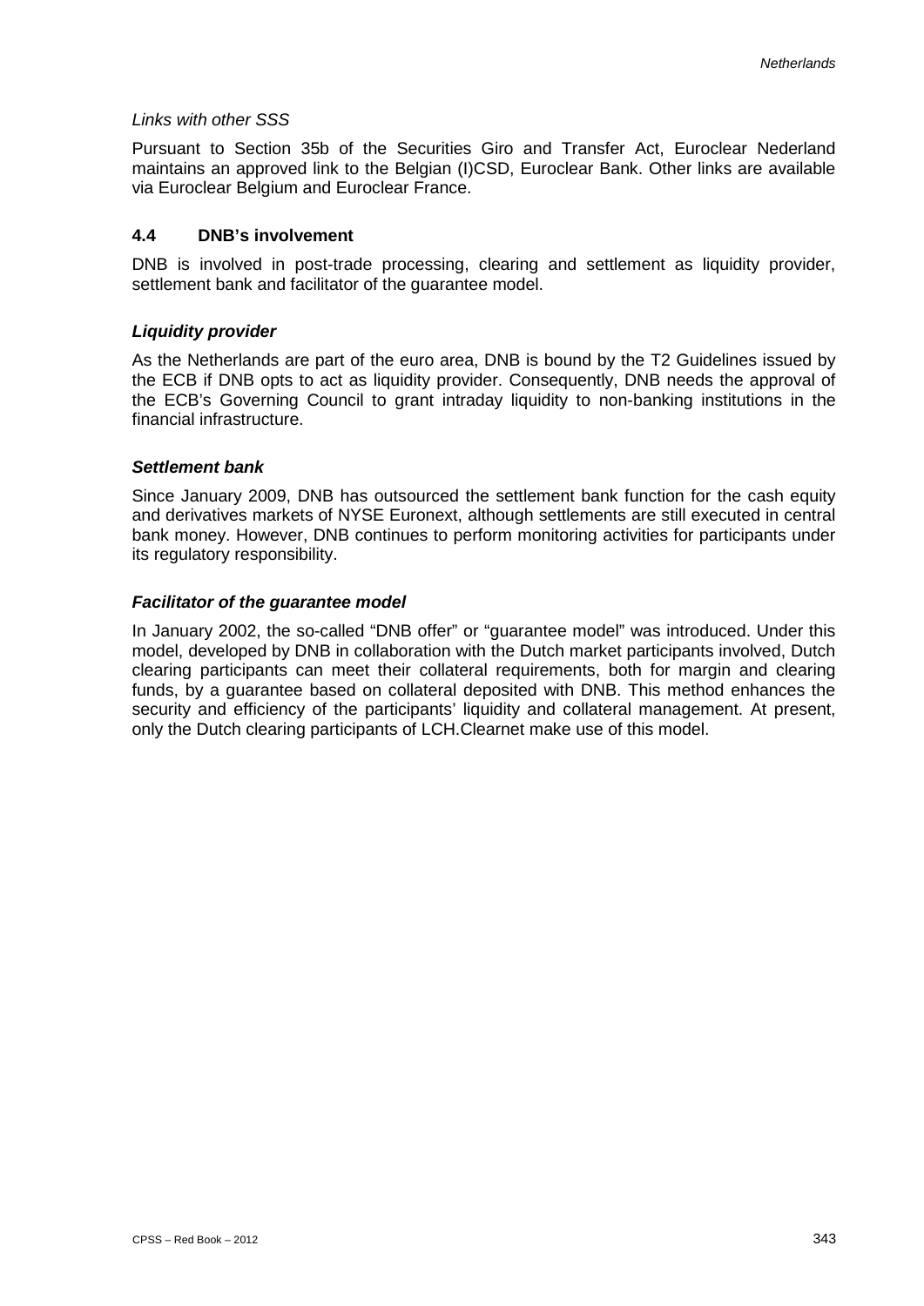*Links with other SSS*

Pursuant to Section 35b of the Securities Giro and Transfer Act, Euroclear Nederland maintains an approved link to the Belgian (I)CSD, Euroclear Bank. Other links are available via Euroclear Belgium and Euroclear France.

### 4.4 DNB's involvement

DNB is involved in post-trade processing, clearing and settlement as liquidity provider, settlement bank and facilitator of the guarantee model.

***Liquidity provider***

As the Netherlands are part of the euro area, DNB is bound by the T2 Guidelines issued by the ECB if DNB opts to act as liquidity provider. Consequently, DNB needs the approval of the ECB's Governing Council to grant intraday liquidity to non-banking institutions in the financial infrastructure.

***Settlement bank***

Since January 2009, DNB has outsourced the settlement bank function for the cash equity and derivatives markets of NYSE Euronext, although settlements are still executed in central bank money. However, DNB continues to perform monitoring activities for participants under its regulatory responsibility.

***Facilitator of the guarantee model***

In January 2002, the so-called "DNB offer" or "guarantee model" was introduced. Under this model, developed by DNB in collaboration with the Dutch market participants involved, Dutch clearing participants can meet their collateral requirements, both for margin and clearing funds, by a guarantee based on collateral deposited with DNB. This method enhances the security and efficiency of the participants' liquidity and collateral management. At present, only the Dutch clearing participants of LCH.Clearnet make use of this model.